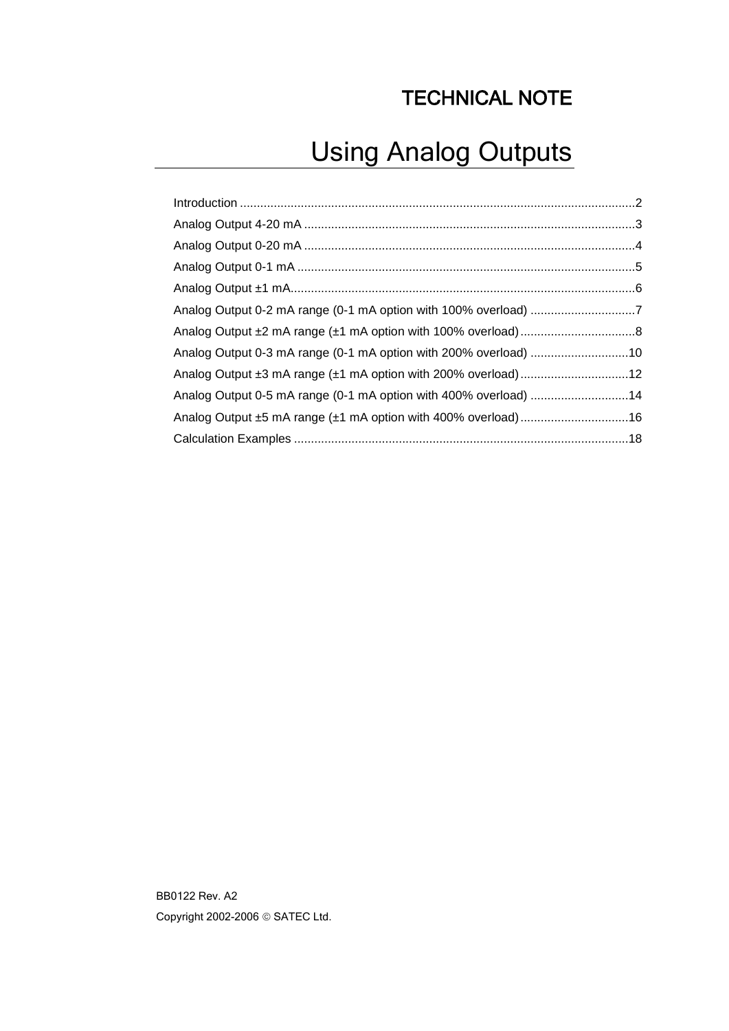TECHNICAL NOTE

# Using Analog Outputs

Introduction ....................................................................................................................2

Analog Output 4-20 mA .................................................................................................3

Analog Output 0-20 mA .................................................................................................4

Analog Output 0-1 mA ...................................................................................................5

Analog Output ±1 mA.....................................................................................................6

Analog Output 0-2 mA range (0-1 mA option with 100% overload) ...............................7

Analog Output ±2 mA range (±1 mA option with 100% overload)..................................8

Analog Output 0-3 mA range (0-1 mA option with 200% overload) .............................10

Analog Output ±3 mA range (±1 mA option with 200% overload)................................12

Analog Output 0-5 mA range (0-1 mA option with 400% overload) .............................14

Analog Output ±5 mA range (±1 mA option with 400% overload)................................16

Calculation Examples ...................................................................................................18

BB0122 Rev. A2

Copyright 2002-2006 © SATEC Ltd.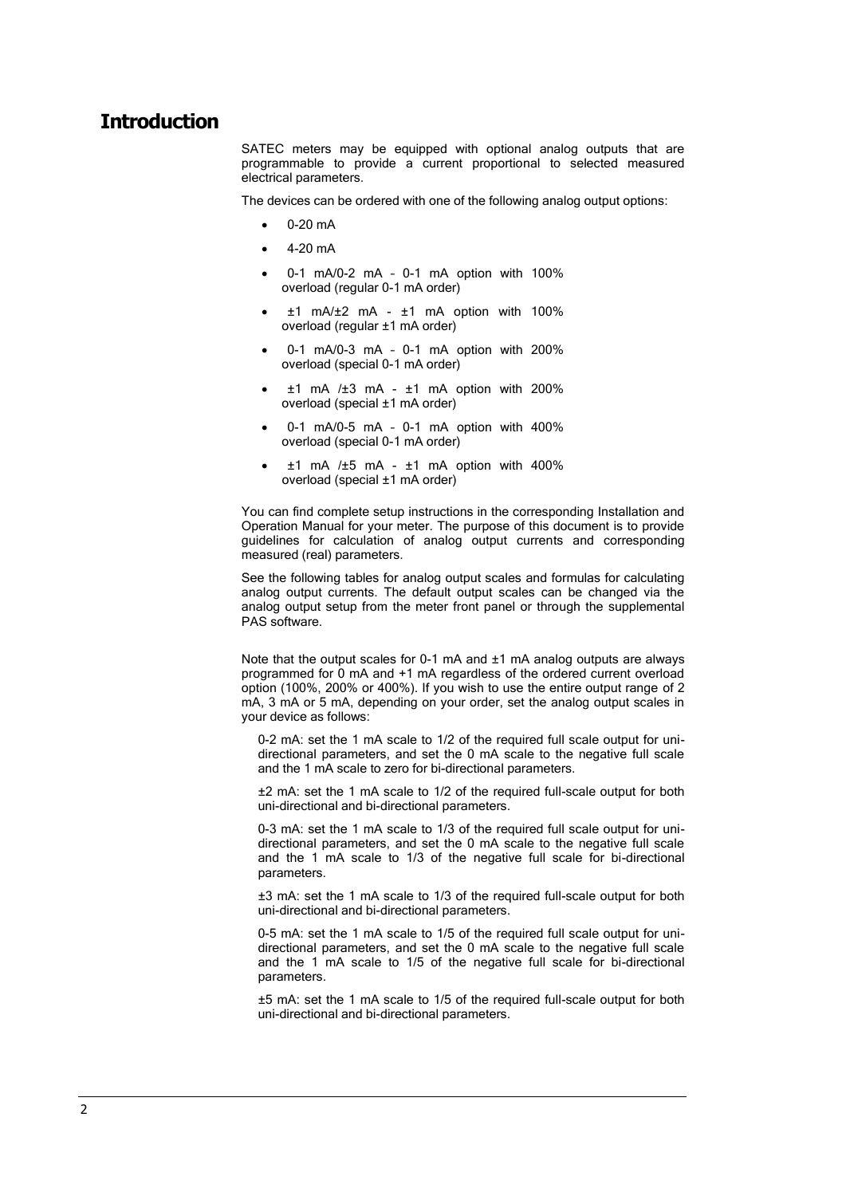# Introduction

SATEC meters may be equipped with optional analog outputs that are programmable to provide a current proportional to selected measured electrical parameters.

The devices can be ordered with one of the following analog output options:

- 0-20 mA
- 4-20 mA
- 0-1 mA/0-2 mA – 0-1 mA option with 100% overload (regular 0-1 mA order)
- ±1 mA/±2 mA - ±1 mA option with 100% overload (regular ±1 mA order)
- 0-1 mA/0-3 mA – 0-1 mA option with 200% overload (special 0-1 mA order)
- ±1 mA /±3 mA - ±1 mA option with 200% overload (special ±1 mA order)
- 0-1 mA/0-5 mA – 0-1 mA option with 400% overload (special 0-1 mA order)
- ±1 mA /±5 mA - ±1 mA option with 400% overload (special ±1 mA order)

You can find complete setup instructions in the corresponding Installation and Operation Manual for your meter. The purpose of this document is to provide guidelines for calculation of analog output currents and corresponding measured (real) parameters.

See the following tables for analog output scales and formulas for calculating analog output currents. The default output scales can be changed via the analog output setup from the meter front panel or through the supplemental PAS software.

Note that the output scales for 0-1 mA and ±1 mA analog outputs are always programmed for 0 mA and +1 mA regardless of the ordered current overload option (100%, 200% or 400%). If you wish to use the entire output range of 2 mA, 3 mA or 5 mA, depending on your order, set the analog output scales in your device as follows:

0-2 mA: set the 1 mA scale to 1/2 of the required full scale output for uni-directional parameters, and set the 0 mA scale to the negative full scale and the 1 mA scale to zero for bi-directional parameters.

±2 mA: set the 1 mA scale to 1/2 of the required full-scale output for both uni-directional and bi-directional parameters.

0-3 mA: set the 1 mA scale to 1/3 of the required full scale output for uni-directional parameters, and set the 0 mA scale to the negative full scale and the 1 mA scale to 1/3 of the negative full scale for bi-directional parameters.

±3 mA: set the 1 mA scale to 1/3 of the required full-scale output for both uni-directional and bi-directional parameters.

0-5 mA: set the 1 mA scale to 1/5 of the required full scale output for uni-directional parameters, and set the 0 mA scale to the negative full scale and the 1 mA scale to 1/5 of the negative full scale for bi-directional parameters.

±5 mA: set the 1 mA scale to 1/5 of the required full-scale output for both uni-directional and bi-directional parameters.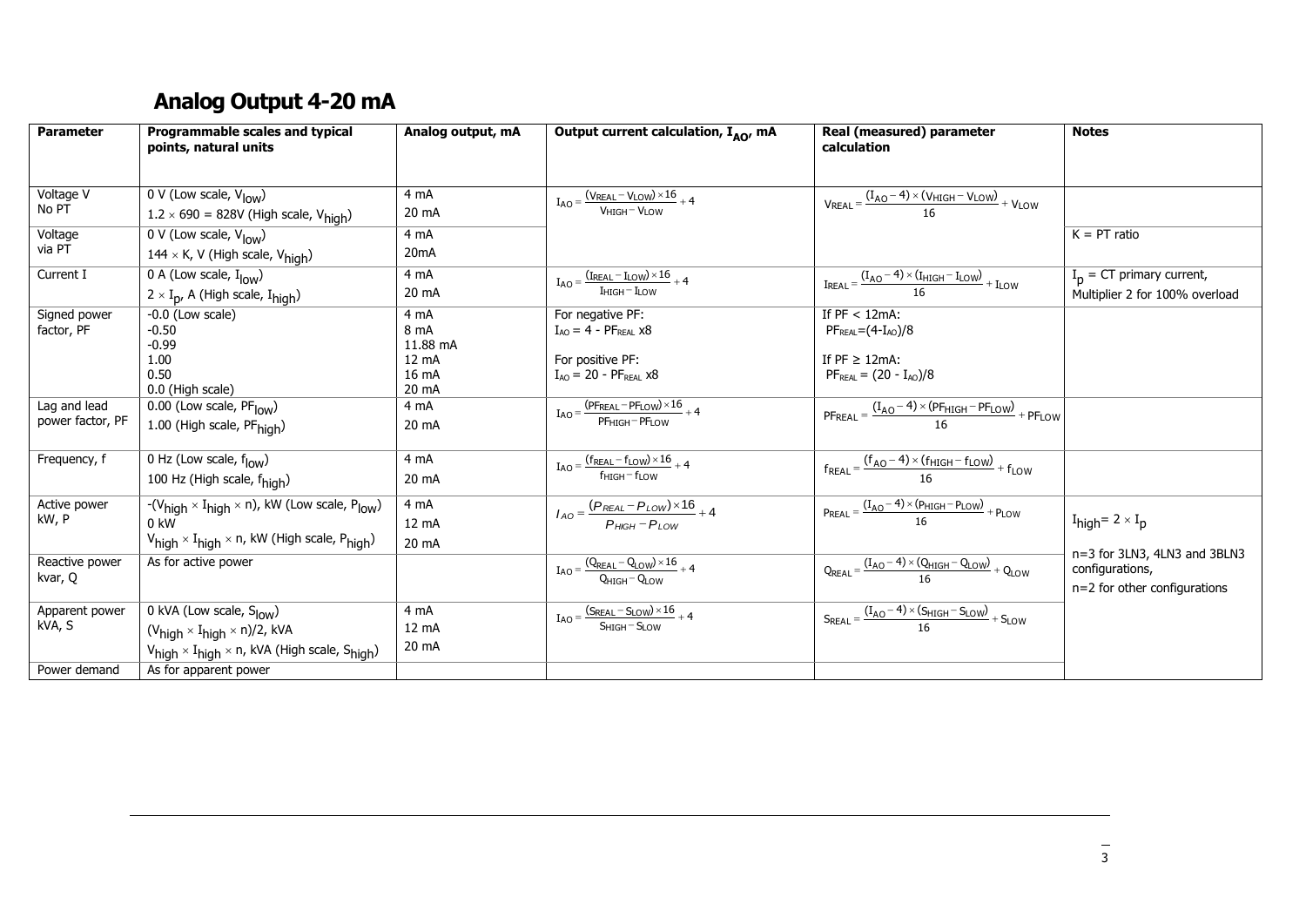## Analog Output 4-20 mA

| Parameter | Programmable scales and typical points, natural units | Analog output, mA | Output current calculation, $I_{AO}$, mA | Real (measured) parameter calculation | Notes |
|---|---|---|---|---|---|
| Voltage V No PT | 0 V (Low scale, $V_{low}$)<br>$1.2 \times 690 = 828$V (High scale, $V_{high}$) | 4 mA<br>20 mA | $I_{AO} = \frac{(V_{REAL} - V_{LOW}) \times 16}{V_{HIGH} - V_{LOW}} + 4$ | $V_{REAL} = \frac{(I_{AO} - 4) \times (V_{HIGH} - V_{LOW})}{16} + V_{LOW}$ | |
| Voltage via PT | 0 V (Low scale, $V_{low}$)<br>$144 \times$ K, V (High scale, $V_{high}$) | 4 mA<br>20mA | | | K = PT ratio |
| Current I | 0 A (Low scale, $I_{low}$)<br>$2 \times I_p$, A (High scale, $I_{high}$) | 4 mA<br>20 mA | $I_{AO} = \frac{(I_{REAL} - I_{LOW}) \times 16}{I_{HIGH} - I_{LOW}} + 4$ | $I_{REAL} = \frac{(I_{AO} - 4) \times (I_{HIGH} - I_{LOW})}{16} + I_{LOW}$ | $I_p$ = CT primary current, Multiplier 2 for 100% overload |
| Signed power factor, PF | -0.0 (Low scale)<br>-0.50<br>-0.99<br>1.00<br>0.50<br>0.0 (High scale) | 4 mA<br>8 mA<br>11.88 mA<br>12 mA<br>16 mA<br>20 mA | For negative PF:<br>$I_{AO} = 4 - PF_{REAL}$ x8<br><br>For positive PF:<br>$I_{AO} = 20 - PF_{REAL}$ x8 | If PF < 12mA:<br>$PF_{REAL} = (4 - I_{AO})/8$<br><br>If PF ≥ 12mA:<br>$PF_{REAL} = (20 - I_{AO})/8$ | |
| Lag and lead power factor, PF | 0.00 (Low scale, $PF_{low}$)<br>1.00 (High scale, $PF_{high}$) | 4 mA<br>20 mA | $I_{AO} = \frac{(PF_{REAL} - PF_{LOW}) \times 16}{PF_{HIGH} - PF_{LOW}} + 4$ | $PF_{REAL} = \frac{(I_{AO} - 4) \times (PF_{HIGH} - PF_{LOW})}{16} + PF_{LOW}$ | |
| Frequency, f | 0 Hz (Low scale, $f_{low}$)<br>100 Hz (High scale, $f_{high}$) | 4 mA<br>20 mA | $I_{AO} = \frac{(f_{REAL} - f_{LOW}) \times 16}{f_{HIGH} - f_{LOW}} + 4$ | $f_{REAL} = \frac{(f_{AO} - 4) \times (f_{HIGH} - f_{LOW})}{16} + f_{LOW}$ | |
| Active power kW, P | $-(V_{high} \times I_{high} \times n)$, kW (Low scale, $P_{low}$)<br>0 kW<br>$V_{high} \times I_{high} \times n$, kW (High scale, $P_{high}$) | 4 mA<br>12 mA<br>20 mA | $I_{AO} = \frac{(P_{REAL} - P_{LOW}) \times 16}{P_{HIGH} - P_{LOW}} + 4$ | $P_{REAL} = \frac{(I_{AO} - 4) \times (P_{HIGH} - P_{LOW})}{16} + P_{LOW}$ | $I_{high} = 2 \times I_p$<br><br>n=3 for 3LN3, 4LN3 and 3BLN3 configurations,<br>n=2 for other configurations |
| Reactive power kvar, Q | As for active power | | $I_{AO} = \frac{(Q_{REAL} - Q_{LOW}) \times 16}{Q_{HIGH} - Q_{LOW}} + 4$ | $Q_{REAL} = \frac{(I_{AO} - 4) \times (Q_{HIGH} - Q_{LOW})}{16} + Q_{LOW}$ | |
| Apparent power kVA, S | 0 kVA (Low scale, $S_{low}$)<br>$(V_{high} \times I_{high} \times n)/2$, kVA<br>$V_{high} \times I_{high} \times n$, kVA (High scale, $S_{high}$) | 4 mA<br>12 mA<br>20 mA | $I_{AO} = \frac{(S_{REAL} - S_{LOW}) \times 16}{S_{HIGH} - S_{LOW}} + 4$ | $S_{REAL} = \frac{(I_{AO} - 4) \times (S_{HIGH} - S_{LOW})}{16} + S_{LOW}$ | |
| Power demand | As for apparent power | | | | |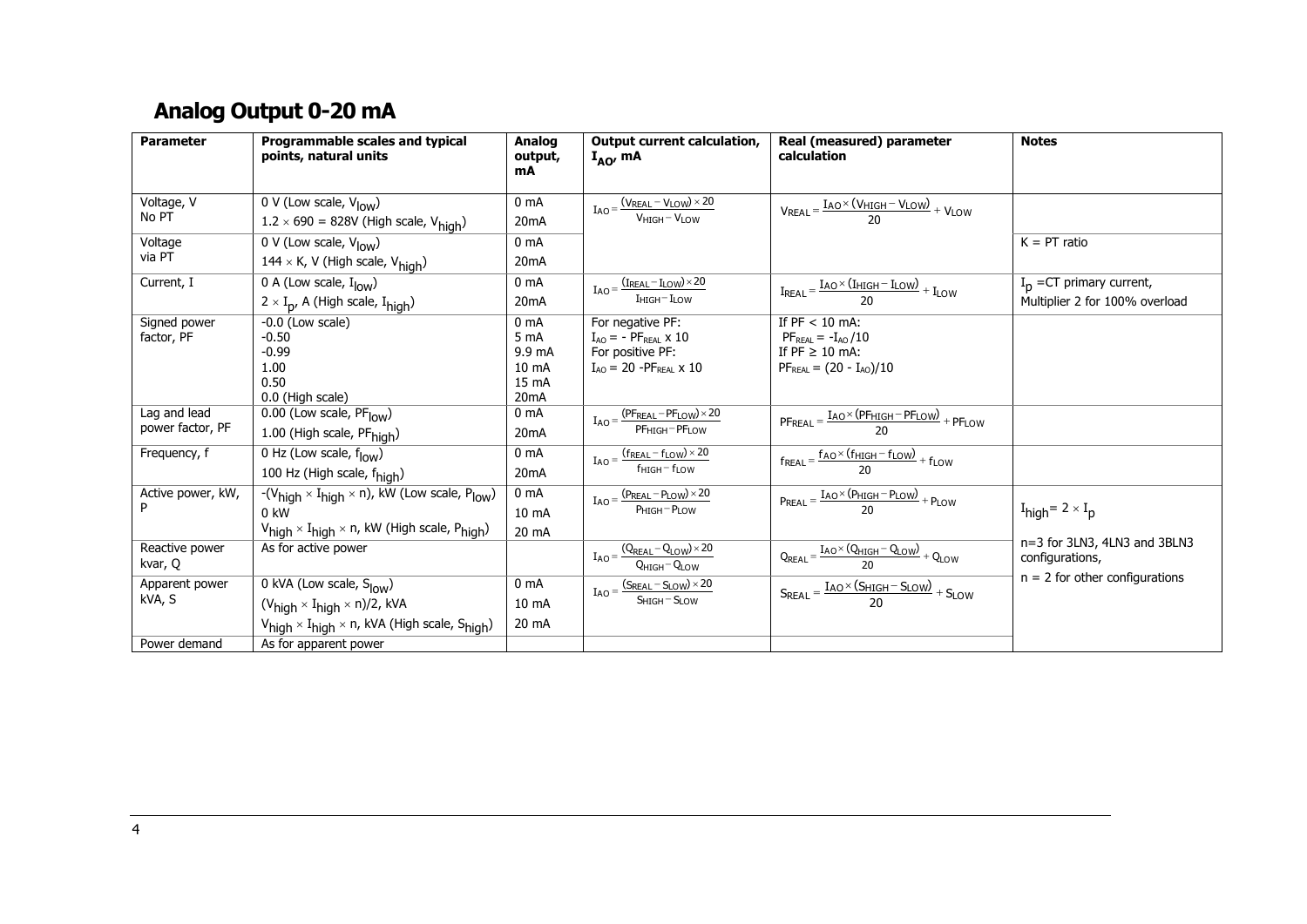## Analog Output 0-20 mA

| Parameter | Programmable scales and typical points, natural units | Analog output, mA | Output current calculation, $I_{AO}$, mA | Real (measured) parameter calculation | Notes |
|---|---|---|---|---|---|
| Voltage, V<br>No PT | 0 V (Low scale, $V_{low}$)<br>$1.2 \times 690$ = 828V (High scale, $V_{high}$) | 0 mA<br>20mA | $I_{AO} = \frac{(V_{REAL} - V_{LOW}) \times 20}{V_{HIGH} - V_{LOW}}$ | $V_{REAL} = \frac{I_{AO} \times (V_{HIGH} - V_{LOW})}{20} + V_{LOW}$ | |
| Voltage<br>via PT | 0 V (Low scale, $V_{low}$)<br>$144 \times K$, V (High scale, $V_{high}$) | 0 mA<br>20mA | | | K = PT ratio |
| Current, I | 0 A (Low scale, $I_{low}$)<br>$2 \times I_p$, A (High scale, $I_{high}$) | 0 mA<br>20mA | $I_{AO} = \frac{(I_{REAL} - I_{LOW}) \times 20}{I_{HIGH} - I_{LOW}}$ | $I_{REAL} = \frac{I_{AO} \times (I_{HIGH} - I_{LOW})}{20} + I_{LOW}$ | $I_p$ =CT primary current,<br>Multiplier 2 for 100% overload |
| Signed power factor, PF | -0.0 (Low scale)<br>-0.50<br>-0.99<br>1.00<br>0.50<br>0.0 (High scale) | 0 mA<br>5 mA<br>9.9 mA<br>10 mA<br>15 mA<br>20mA | For negative PF:<br>$I_{AO} = - PF_{REAL} \times 10$<br>For positive PF:<br>$I_{AO} = 20 - PF_{REAL} \times 10$ | If PF < 10 mA:<br>$PF_{REAL} = -I_{AO}/10$<br>If PF ≥ 10 mA:<br>$PF_{REAL} = (20 - I_{AO})/10$ | |
| Lag and lead power factor, PF | 0.00 (Low scale, $PF_{low}$)<br>1.00 (High scale, $PF_{high}$) | 0 mA<br>20mA | $I_{AO} = \frac{(PF_{REAL} - PF_{LOW}) \times 20}{PF_{HIGH} - PF_{LOW}}$ | $PF_{REAL} = \frac{I_{AO} \times (PF_{HIGH} - PF_{LOW})}{20} + PF_{LOW}$ | |
| Frequency, f | 0 Hz (Low scale, $f_{low}$)<br>100 Hz (High scale, $f_{high}$) | 0 mA<br>20mA | $I_{AO} = \frac{(f_{REAL} - f_{LOW}) \times 20}{f_{HIGH} - f_{LOW}}$ | $f_{REAL} = \frac{f_{AO} \times (f_{HIGH} - f_{LOW})}{20} + f_{LOW}$ | |
| Active power, kW, P | $-(V_{high} \times I_{high} \times n)$, kW (Low scale, $P_{low}$)<br>0 kW<br>$V_{high} \times I_{high} \times n$, kW (High scale, $P_{high}$) | 0 mA<br>10 mA<br>20 mA | $I_{AO} = \frac{(P_{REAL} - P_{LOW}) \times 20}{P_{HIGH} - P_{LOW}}$ | $P_{REAL} = \frac{I_{AO} \times (P_{HIGH} - P_{LOW})}{20} + P_{LOW}$ | $I_{high} = 2 \times I_p$ |
| Reactive power kvar, Q | As for active power | | $I_{AO} = \frac{(Q_{REAL} - Q_{LOW}) \times 20}{Q_{HIGH} - Q_{LOW}}$ | $Q_{REAL} = \frac{I_{AO} \times (Q_{HIGH} - Q_{LOW})}{20} + Q_{LOW}$ | n=3 for 3LN3, 4LN3 and 3BLN3 configurations, |
| Apparent power kVA, S | 0 kVA (Low scale, $S_{low}$)<br>$(V_{high} \times I_{high} \times n)/2$, kVA<br>$V_{high} \times I_{high} \times n$, kVA (High scale, $S_{high}$) | 0 mA<br>10 mA<br>20 mA | $I_{AO} = \frac{(S_{REAL} - S_{LOW}) \times 20}{S_{HIGH} - S_{LOW}}$ | $S_{REAL} = \frac{I_{AO} \times (S_{HIGH} - S_{LOW})}{20} + S_{LOW}$ | n = 2 for other configurations |
| Power demand | As for apparent power | | | | |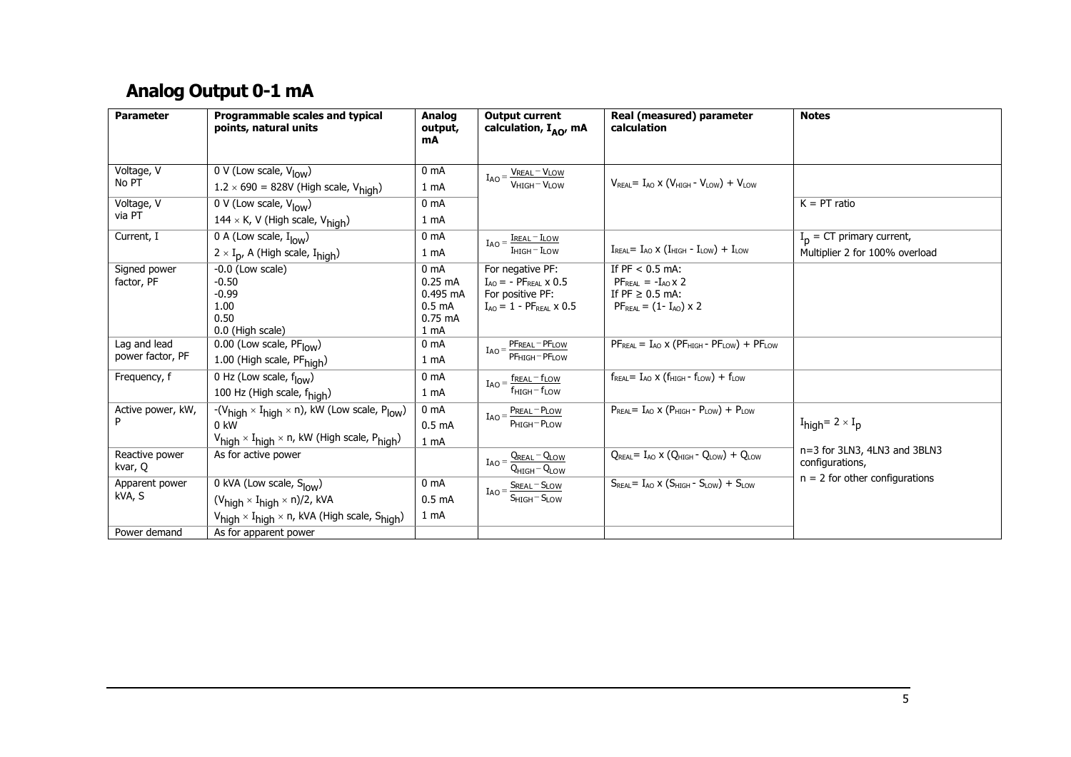## Analog Output 0-1 mA

| Parameter | Programmable scales and typical points, natural units | Analog output, mA | Output current calculation, $I_{AO}$, mA | Real (measured) parameter calculation | Notes |
|---|---|---|---|---|---|
| Voltage, V No PT | 0 V (Low scale, $V_{low}$)<br>$1.2 \times 690 = 828$V (High scale, $V_{high}$) | 0 mA<br>1 mA | $I_{AO} = \frac{V_{REAL} - V_{LOW}}{V_{HIGH} - V_{LOW}}$ | $V_{REAL} = I_{AO} \times (V_{HIGH} - V_{LOW}) + V_{LOW}$ | |
| Voltage, V via PT | 0 V (Low scale, $V_{low}$)<br>$144 \times K$, V (High scale, $V_{high}$) | 0 mA<br>1 mA | | | K = PT ratio |
| Current, I | 0 A (Low scale, $I_{low}$)<br>$2 \times I_p$, A (High scale, $I_{high}$) | 0 mA<br>1 mA | $I_{AO} = \frac{I_{REAL} - I_{LOW}}{I_{HIGH} - I_{LOW}}$ | $I_{REAL} = I_{AO} \times (I_{HIGH} - I_{LOW}) + I_{LOW}$ | $I_p$ = CT primary current, Multiplier 2 for 100% overload |
| Signed power factor, PF | -0.0 (Low scale)<br>-0.50<br>-0.99<br>1.00<br>0.50<br>0.0 (High scale) | 0 mA<br>0.25 mA<br>0.495 mA<br>0.5 mA<br>0.75 mA<br>1 mA | For negative PF:<br>$I_{AO} = - PF_{REAL} \times 0.5$<br>For positive PF:<br>$I_{AO} = 1 - PF_{REAL} \times 0.5$ | If PF < 0.5 mA:<br>$PF_{REAL} = -I_{AO} \times 2$<br>If PF ≥ 0.5 mA:<br>$PF_{REAL} = (1 - I_{AO}) \times 2$ | |
| Lag and lead power factor, PF | 0.00 (Low scale, $PF_{low}$)<br>1.00 (High scale, $PF_{high}$) | 0 mA<br>1 mA | $I_{AO} = \frac{PF_{REAL} - PF_{LOW}}{PF_{HIGH} - PF_{LOW}}$ | $PF_{REAL} = I_{AO} \times (PF_{HIGH} - PF_{LOW}) + PF_{LOW}$ | |
| Frequency, f | 0 Hz (Low scale, $f_{low}$)<br>100 Hz (High scale, $f_{high}$) | 0 mA<br>1 mA | $I_{AO} = \frac{f_{REAL} - f_{LOW}}{f_{HIGH} - f_{LOW}}$ | $f_{REAL} = I_{AO} \times (f_{HIGH} - f_{LOW}) + f_{LOW}$ | |
| Active power, kW, P | $-(V_{high} \times I_{high} \times n)$, kW (Low scale, $P_{low}$)<br>0 kW<br>$V_{high} \times I_{high} \times n$, kW (High scale, $P_{high}$) | 0 mA<br>0.5 mA<br>1 mA | $I_{AO} = \frac{P_{REAL} - P_{LOW}}{P_{HIGH} - P_{LOW}}$ | $P_{REAL} = I_{AO} \times (P_{HIGH} - P_{LOW}) + P_{LOW}$ | $I_{high} = 2 \times I_p$<br>n=3 for 3LN3, 4LN3 and 3BLN3 configurations,<br>n = 2 for other configurations |
| Reactive power kvar, Q | As for active power | | $I_{AO} = \frac{Q_{REAL} - Q_{LOW}}{Q_{HIGH} - Q_{LOW}}$ | $Q_{REAL} = I_{AO} \times (Q_{HIGH} - Q_{LOW}) + Q_{LOW}$ | |
| Apparent power kVA, S | 0 kVA (Low scale, $S_{low}$)<br>$(V_{high} \times I_{high} \times n)/2$, kVA<br>$V_{high} \times I_{high} \times n$, kVA (High scale, $S_{high}$) | 0 mA<br>0.5 mA<br>1 mA | $I_{AO} = \frac{S_{REAL} - S_{LOW}}{S_{HIGH} - S_{LOW}}$ | $S_{REAL} = I_{AO} \times (S_{HIGH} - S_{LOW}) + S_{LOW}$ | |
| Power demand | As for apparent power | | | | |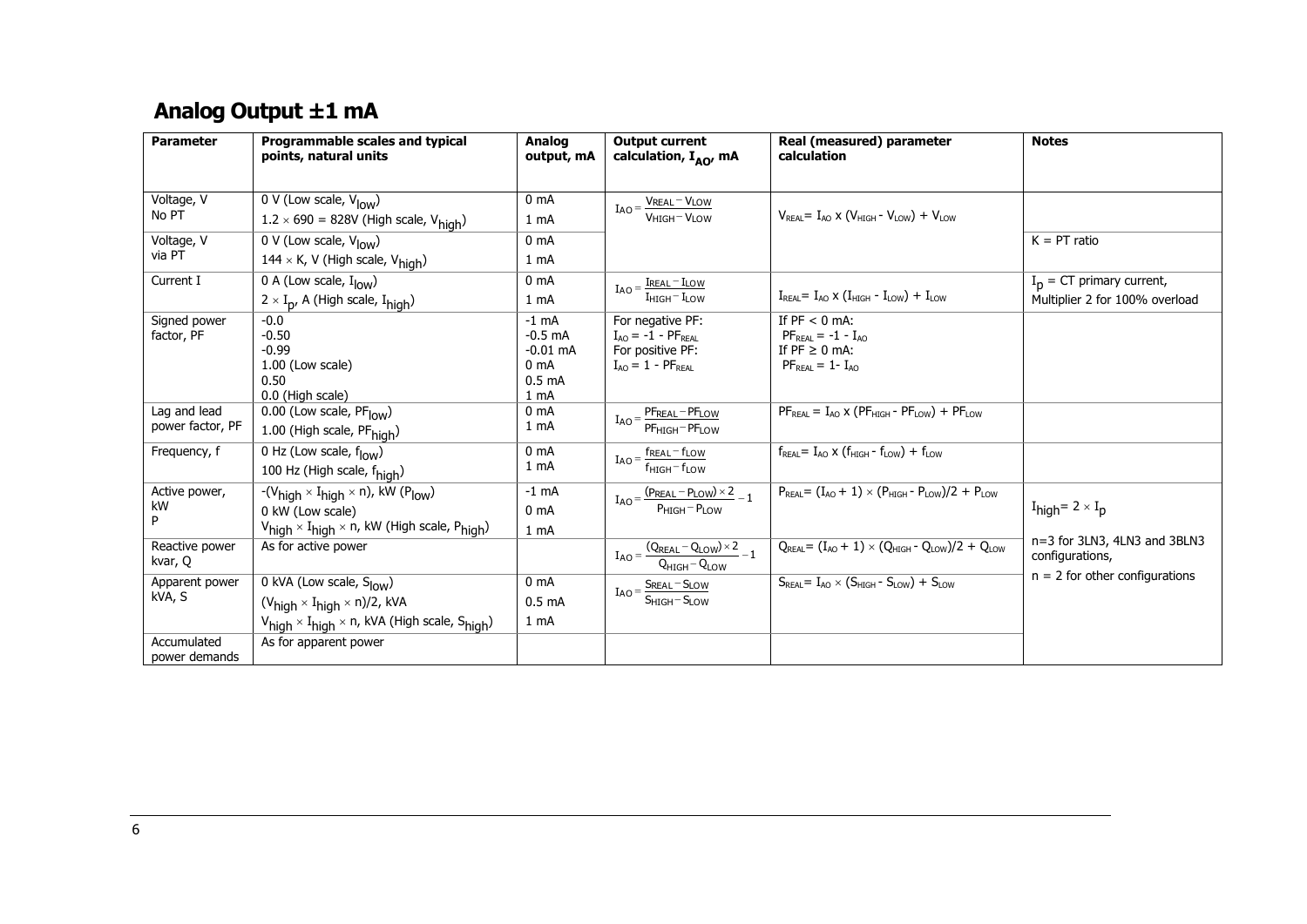## Analog Output ±1 mA

| Parameter | Programmable scales and typical points, natural units | Analog output, mA | Output current calculation, $I_{AO}$, mA | Real (measured) parameter calculation | Notes |
|---|---|---|---|---|---|
| Voltage, V<br>No PT | 0 V (Low scale, $V_{low}$)<br>$1.2 \times 690$ = 828V (High scale, $V_{high}$) | 0 mA<br>1 mA | $I_{AO} = \frac{V_{REAL} - V_{LOW}}{V_{HIGH} - V_{LOW}}$ | $V_{REAL} = I_{AO} \times (V_{HIGH} - V_{LOW}) + V_{LOW}$ | |
| Voltage, V<br>via PT | 0 V (Low scale, $V_{low}$)<br>$144 \times K$, V (High scale, $V_{high}$) | 0 mA<br>1 mA | | | K = PT ratio |
| Current I | 0 A (Low scale, $I_{low}$)<br>$2 \times I_p$, A (High scale, $I_{high}$) | 0 mA<br>1 mA | $I_{AO} = \frac{I_{REAL} - I_{LOW}}{I_{HIGH} - I_{LOW}}$ | $I_{REAL} = I_{AO} \times (I_{HIGH} - I_{LOW}) + I_{LOW}$ | $I_p$ = CT primary current,<br>Multiplier 2 for 100% overload |
| Signed power factor, PF | -0.0<br>-0.50<br>-0.99<br>1.00 (Low scale)<br>0.50<br>0.0 (High scale) | -1 mA<br>-0.5 mA<br>-0.01 mA<br>0 mA<br>0.5 mA<br>1 mA | For negative PF:<br>$I_{AO} = -1 - PF_{REAL}$<br>For positive PF:<br>$I_{AO} = 1 - PF_{REAL}$ | If PF < 0 mA:<br>$PF_{REAL} = -1 - I_{AO}$<br>If PF ≥ 0 mA:<br>$PF_{REAL} = 1 - I_{AO}$ | |
| Lag and lead power factor, PF | 0.00 (Low scale, $PF_{low}$)<br>1.00 (High scale, $PF_{high}$) | 0 mA<br>1 mA | $I_{AO} = \frac{PF_{REAL} - PF_{LOW}}{PF_{HIGH} - PF_{LOW}}$ | $PF_{REAL} = I_{AO} \times (PF_{HIGH} - PF_{LOW}) + PF_{LOW}$ | |
| Frequency, f | 0 Hz (Low scale, $f_{low}$)<br>100 Hz (High scale, $f_{high}$) | 0 mA<br>1 mA | $I_{AO} = \frac{f_{REAL} - f_{LOW}}{f_{HIGH} - f_{LOW}}$ | $f_{REAL} = I_{AO} \times (f_{HIGH} - f_{LOW}) + f_{LOW}$ | |
| Active power, kW<br>P | $-(V_{high} \times I_{high} \times n)$, kW ($P_{low}$)<br>0 kW (Low scale)<br>$V_{high} \times I_{high} \times n$, kW (High scale, $P_{high}$) | -1 mA<br>0 mA<br>1 mA | $I_{AO} = \frac{(P_{REAL} - P_{LOW}) \times 2}{P_{HIGH} - P_{LOW}} - 1$ | $P_{REAL} = (I_{AO} + 1) \times (P_{HIGH} - P_{LOW})/2 + P_{LOW}$ | $I_{high} = 2 \times I_p$ |
| Reactive power kvar, Q | As for active power | | $I_{AO} = \frac{(Q_{REAL} - Q_{LOW}) \times 2}{Q_{HIGH} - Q_{LOW}} - 1$ | $Q_{REAL} = (I_{AO} + 1) \times (Q_{HIGH} - Q_{LOW})/2 + Q_{LOW}$ | n=3 for 3LN3, 4LN3 and 3BLN3 configurations, |
| Apparent power kVA, S | 0 kVA (Low scale, $S_{low}$)<br>$(V_{high} \times I_{high} \times n)/2$, kVA<br>$V_{high} \times I_{high} \times n$, kVA (High scale, $S_{high}$) | 0 mA<br>0.5 mA<br>1 mA | $I_{AO} = \frac{S_{REAL} - S_{LOW}}{S_{HIGH} - S_{LOW}}$ | $S_{REAL} = I_{AO} \times (S_{HIGH} - S_{LOW}) + S_{LOW}$ | n = 2 for other configurations |
| Accumulated power demands | As for apparent power | | | | |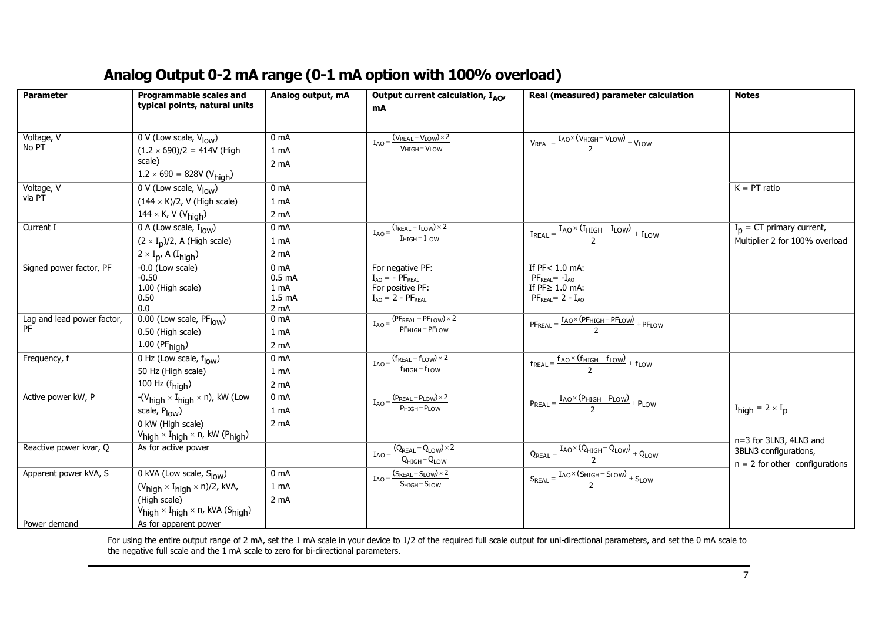# Analog Output 0-2 mA range (0-1 mA option with 100% overload)

| Parameter | Programmable scales and typical points, natural units | Analog output, mA | Output current calculation, $I_{AO}$, mA | Real (measured) parameter calculation | Notes |
|---|---|---|---|---|---|
| Voltage, V<br>No PT | 0 V (Low scale, $V_{low}$)<br>$(1.2 \times 690)/2$ = 414V (High scale)<br>$1.2 \times 690$ = 828V ($V_{high}$) | 0 mA<br>1 mA<br>2 mA | $I_{AO} = \frac{(V_{REAL} - V_{LOW}) \times 2}{V_{HIGH} - V_{LOW}}$ | $V_{REAL} = \frac{I_{AO} \times (V_{HIGH} - V_{LOW})}{2} + V_{LOW}$ | |
| Voltage, V<br>via PT | 0 V (Low scale, $V_{low}$)<br>$(144 \times K)/2$, V (High scale)<br>$144 \times K$, V ($V_{high}$) | 0 mA<br>1 mA<br>2 mA | | | K = PT ratio |
| Current I | 0 A (Low scale, $I_{low}$)<br>$(2 \times I_p)/2$, A (High scale)<br>$2 \times I_p$, A ($I_{high}$) | 0 mA<br>1 mA<br>2 mA | $I_{AO} = \frac{(I_{REAL} - I_{LOW}) \times 2}{I_{HIGH} - I_{LOW}}$ | $I_{REAL} = \frac{I_{AO} \times (I_{HIGH} - I_{LOW})}{2} + I_{LOW}$ | $I_p$ = CT primary current,<br>Multiplier 2 for 100% overload |
| Signed power factor, PF | -0.0 (Low scale)<br>-0.50<br>1.00 (High scale)<br>0.50<br>0.0 | 0 mA<br>0.5 mA<br>1 mA<br>1.5 mA<br>2 mA | For negative PF:<br>$I_{AO} = -PF_{REAL}$<br>For positive PF:<br>$I_{AO} = 2 - PF_{REAL}$ | If PF< 1.0 mA:<br>$PF_{REAL} = -I_{AO}$<br>If PF≥ 1.0 mA:<br>$PF_{REAL} = 2 - I_{AO}$ | |
| Lag and lead power factor, PF | 0.00 (Low scale, $PF_{low}$)<br>0.50 (High scale)<br>1.00 ($PF_{high}$) | 0 mA<br>1 mA<br>2 mA | $I_{AO} = \frac{(PF_{REAL} - PF_{LOW}) \times 2}{PF_{HIGH} - PF_{LOW}}$ | $PF_{REAL} = \frac{I_{AO} \times (PF_{HIGH} - PF_{LOW})}{2} + PF_{LOW}$ | |
| Frequency, f | 0 Hz (Low scale, $f_{low}$)<br>50 Hz (High scale)<br>100 Hz ($f_{high}$) | 0 mA<br>1 mA<br>2 mA | $I_{AO} = \frac{(f_{REAL} - f_{LOW}) \times 2}{f_{HIGH} - f_{LOW}}$ | $f_{REAL} = \frac{f_{AO} \times (f_{HIGH} - f_{LOW})}{2} + f_{LOW}$ | |
| Active power kW, P | $-(V_{high} \times I_{high} \times n)$, kW (Low scale, $P_{low}$)<br>0 kW (High scale)<br>$V_{high} \times I_{high} \times n$, kW ($P_{high}$) | 0 mA<br>1 mA<br>2 mA | $I_{AO} = \frac{(P_{REAL} - P_{LOW}) \times 2}{P_{HIGH} - P_{LOW}}$ | $P_{REAL} = \frac{I_{AO} \times (P_{HIGH} - P_{LOW})}{2} + P_{LOW}$ | $I_{high} = 2 \times I_p$<br><br>n=3 for 3LN3, 4LN3 and 3BLN3 configurations,<br>n = 2 for other configurations |
| Reactive power kvar, Q | As for active power | | $I_{AO} = \frac{(Q_{REAL} - Q_{LOW}) \times 2}{Q_{HIGH} - Q_{LOW}}$ | $Q_{REAL} = \frac{I_{AO} \times (Q_{HIGH} - Q_{LOW})}{2} + Q_{LOW}$ | |
| Apparent power kVA, S | 0 kVA (Low scale, $S_{low}$)<br>$(V_{high} \times I_{high} \times n)/2$, kVA, (High scale)<br>$V_{high} \times I_{high} \times n$, kVA ($S_{high}$) | 0 mA<br>1 mA<br>2 mA | $I_{AO} = \frac{(S_{REAL} - S_{LOW}) \times 2}{S_{HIGH} - S_{LOW}}$ | $S_{REAL} = \frac{I_{AO} \times (S_{HIGH} - S_{LOW})}{2} + S_{LOW}$ | |
| Power demand | As for apparent power | | | | |

For using the entire output range of 2 mA, set the 1 mA scale in your device to 1/2 of the required full scale output for uni-directional parameters, and set the 0 mA scale to the negative full scale and the 1 mA scale to zero for bi-directional parameters.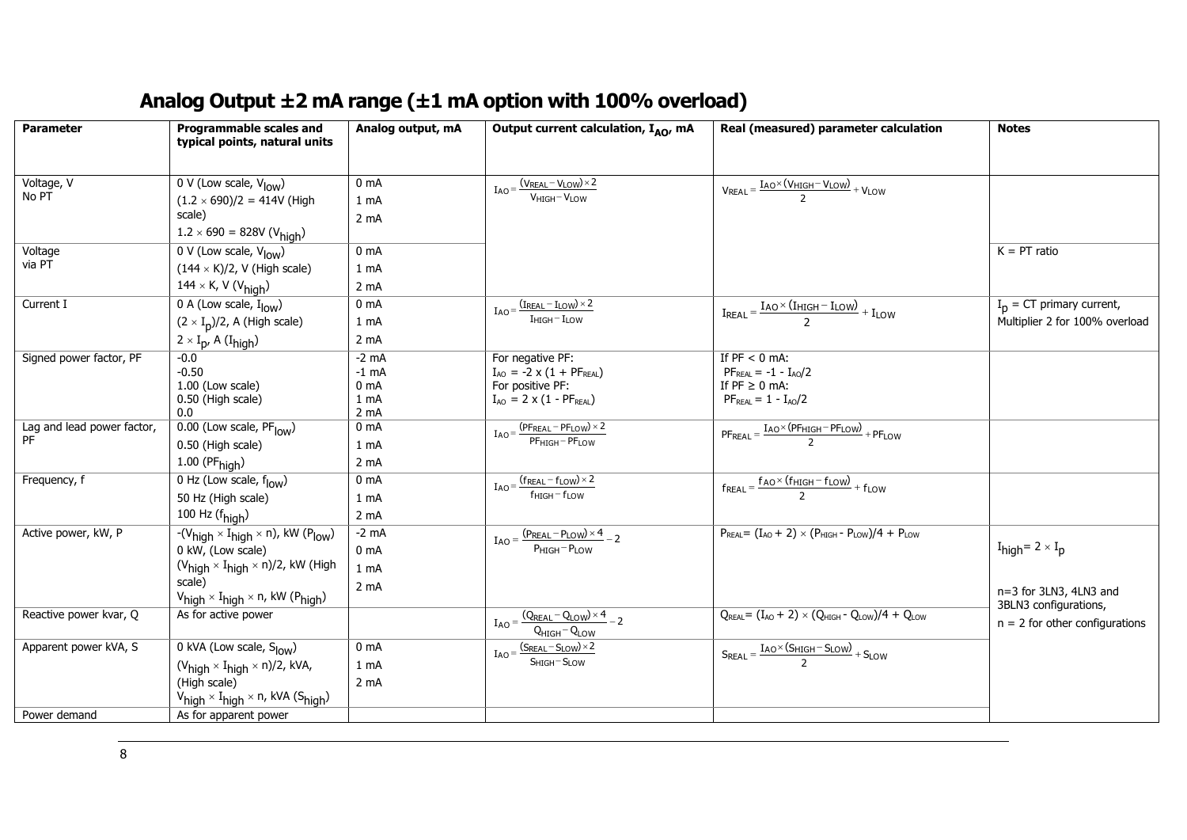## Analog Output ±2 mA range (±1 mA option with 100% overload)

| Parameter | Programmable scales and typical points, natural units | Analog output, mA | Output current calculation, $I_{AO}$, mA | Real (measured) parameter calculation | Notes |
|---|---|---|---|---|---|
| Voltage, V<br>No PT | 0 V (Low scale, $V_{low}$)<br>$(1.2 \times 690)/2$ = 414V (High scale)<br>$1.2 \times 690$ = 828V ($V_{high}$) | 0 mA<br>1 mA<br>2 mA | $I_{AO} = \frac{(V_{REAL} - V_{LOW}) \times 2}{V_{HIGH} - V_{LOW}}$ | $V_{REAL} = \frac{I_{AO} \times (V_{HIGH} - V_{LOW})}{2} + V_{LOW}$ | |
| Voltage<br>via PT | 0 V (Low scale, $V_{low}$)<br>$(144 \times K)/2$, V (High scale)<br>$144 \times K$, V ($V_{high}$) | 0 mA<br>1 mA<br>2 mA | | | K = PT ratio |
| Current I | 0 A (Low scale, $I_{low}$)<br>$(2 \times I_p)/2$, A (High scale)<br>$2 \times I_p$, A ($I_{high}$) | 0 mA<br>1 mA<br>2 mA | $I_{AO} = \frac{(I_{REAL} - I_{LOW}) \times 2}{I_{HIGH} - I_{LOW}}$ | $I_{REAL} = \frac{I_{AO} \times (I_{HIGH} - I_{LOW})}{2} + I_{LOW}$ | $I_p$ = CT primary current, Multiplier 2 for 100% overload |
| Signed power factor, PF | -0.0<br>-0.50<br>1.00 (Low scale)<br>0.50 (High scale)<br>0.0 | -2 mA<br>-1 mA<br>0 mA<br>1 mA<br>2 mA | For negative PF:<br>$I_{AO} = -2 \times (1 + PF_{REAL})$<br>For positive PF:<br>$I_{AO} = 2 \times (1 - PF_{REAL})$ | If PF < 0 mA:<br>$PF_{REAL} = -1 - I_{AO}/2$<br>If PF ≥ 0 mA:<br>$PF_{REAL} = 1 - I_{AO}/2$ | |
| Lag and lead power factor, PF | 0.00 (Low scale, $PF_{low}$)<br>0.50 (High scale)<br>1.00 ($PF_{high}$) | 0 mA<br>1 mA<br>2 mA | $I_{AO} = \frac{(PF_{REAL} - PF_{LOW}) \times 2}{PF_{HIGH} - PF_{LOW}}$ | $PF_{REAL} = \frac{I_{AO} \times (PF_{HIGH} - PF_{LOW})}{2} + PF_{LOW}$ | |
| Frequency, f | 0 Hz (Low scale, $f_{low}$)<br>50 Hz (High scale)<br>100 Hz ($f_{high}$) | 0 mA<br>1 mA<br>2 mA | $I_{AO} = \frac{(f_{REAL} - f_{LOW}) \times 2}{f_{HIGH} - f_{LOW}}$ | $f_{REAL} = \frac{f_{AO} \times (f_{HIGH} - f_{LOW})}{2} + f_{LOW}$ | |
| Active power, kW, P | $-(V_{high} \times I_{high} \times n)$, kW ($P_{low}$)<br>0 kW, (Low scale)<br>$(V_{high} \times I_{high} \times n)/2$, kW (High scale)<br>$V_{high} \times I_{high} \times n$, kW ($P_{high}$) | -2 mA<br>0 mA<br>1 mA<br>2 mA | $I_{AO} = \frac{(P_{REAL} - P_{LOW}) \times 4}{P_{HIGH} - P_{LOW}} - 2$ | $P_{REAL} = (I_{AO} + 2) \times (P_{HIGH} - P_{LOW})/4 + P_{LOW}$ | $I_{high} = 2 \times I_p$<br>n=3 for 3LN3, 4LN3 and 3BLN3 configurations,<br>n = 2 for other configurations |
| Reactive power kvar, Q | As for active power | | $I_{AO} = \frac{(Q_{REAL} - Q_{LOW}) \times 4}{Q_{HIGH} - Q_{LOW}} - 2$ | $Q_{REAL} = (I_{AO} + 2) \times (Q_{HIGH} - Q_{LOW})/4 + Q_{LOW}$ | |
| Apparent power kVA, S | 0 kVA (Low scale, $S_{low}$)<br>$(V_{high} \times I_{high} \times n)/2$, kVA, (High scale)<br>$V_{high} \times I_{high} \times n$, kVA ($S_{high}$) | 0 mA<br>1 mA<br>2 mA | $I_{AO} = \frac{(S_{REAL} - S_{LOW}) \times 2}{S_{HIGH} - S_{LOW}}$ | $S_{REAL} = \frac{I_{AO} \times (S_{HIGH} - S_{LOW})}{2} + S_{LOW}$ | |
| Power demand | As for apparent power | | | | |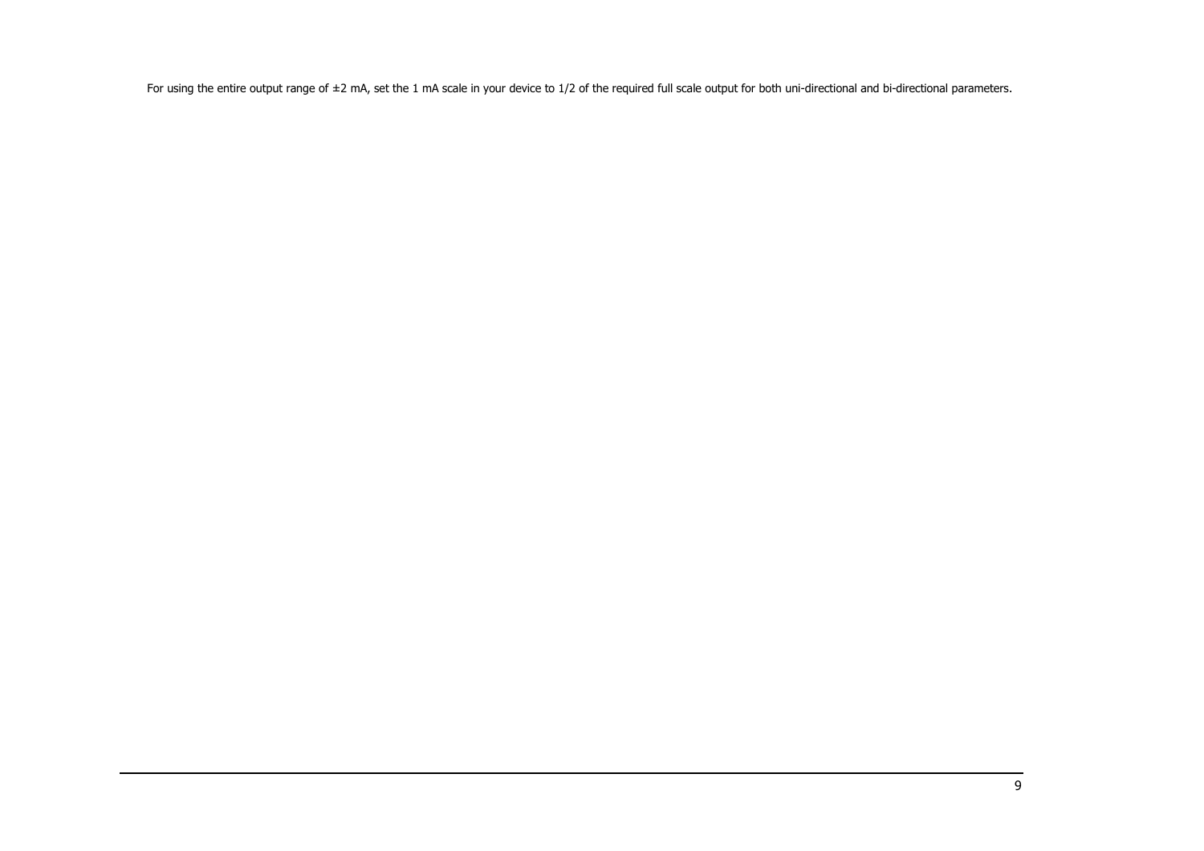For using the entire output range of ±2 mA, set the 1 mA scale in your device to 1/2 of the required full scale output for both uni-directional and bi-directional parameters.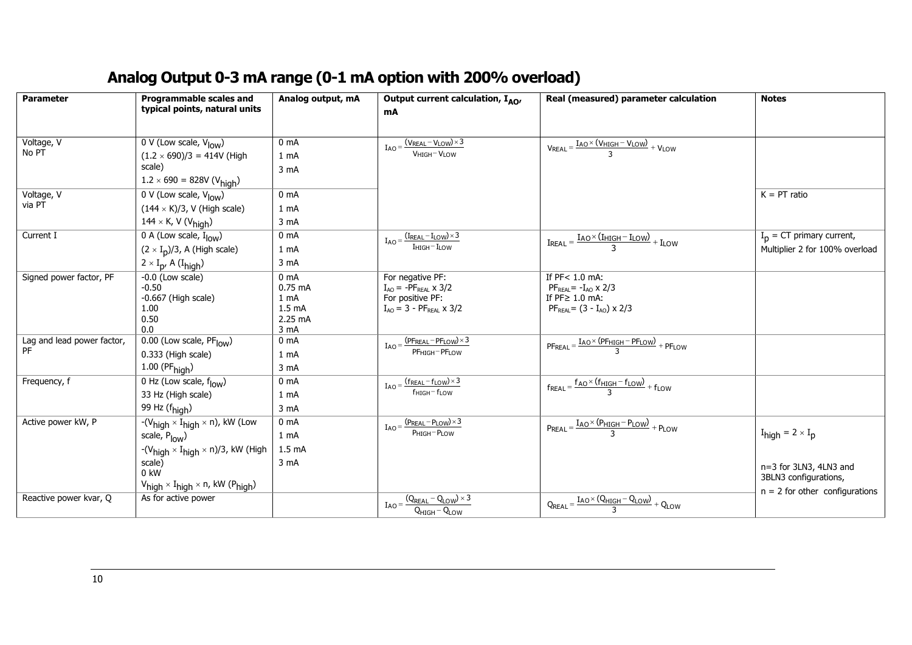# Analog Output 0-3 mA range (0-1 mA option with 200% overload)

| Parameter | Programmable scales and typical points, natural units | Analog output, mA | Output current calculation, $I_{AO}$, mA | Real (measured) parameter calculation | Notes |
|---|---|---|---|---|---|
| Voltage, V<br>No PT | 0 V (Low scale, $V_{low}$)<br>$(1.2 \times 690)/3 = 414$V (High scale)<br>$1.2 \times 690 = 828$V ($V_{high}$) | 0 mA<br>1 mA<br>3 mA | $I_{AO} = \frac{(V_{REAL} - V_{LOW}) \times 3}{V_{HIGH} - V_{LOW}}$ | $V_{REAL} = \frac{I_{AO} \times (V_{HIGH} - V_{LOW})}{3} + V_{LOW}$ | |
| Voltage, V<br>via PT | 0 V (Low scale, $V_{low}$)<br>$(144 \times K)/3$, V (High scale)<br>$144 \times K$, V ($V_{high}$) | 0 mA<br>1 mA<br>3 mA | | | K = PT ratio |
| Current I | 0 A (Low scale, $I_{low}$)<br>$(2 \times I_p)/3$, A (High scale)<br>$2 \times I_p$, A ($I_{high}$) | 0 mA<br>1 mA<br>3 mA | $I_{AO} = \frac{(I_{REAL} - I_{LOW}) \times 3}{I_{HIGH} - I_{LOW}}$ | $I_{REAL} = \frac{I_{AO} \times (I_{HIGH} - I_{LOW})}{3} + I_{LOW}$ | $I_p$ = CT primary current,<br>Multiplier 2 for 100% overload |
| Signed power factor, PF | -0.0 (Low scale)<br>-0.50<br>-0.667 (High scale)<br>1.00<br>0.50<br>0.0 | 0 mA<br>0.75 mA<br>1 mA<br>1.5 mA<br>2.25 mA<br>3 mA | For negative PF:<br>$I_{AO} = -PF_{REAL} \times 3/2$<br>For positive PF:<br>$I_{AO} = 3 - PF_{REAL} \times 3/2$ | If PF< 1.0 mA:<br>$PF_{REAL} = -I_{AO} \times 2/3$<br>If PF≥ 1.0 mA:<br>$PF_{REAL} = (3 - I_{AO}) \times 2/3$ | |
| Lag and lead power factor, PF | 0.00 (Low scale, $PF_{low}$)<br>0.333 (High scale)<br>1.00 ($PF_{high}$) | 0 mA<br>1 mA<br>3 mA | $I_{AO} = \frac{(PF_{REAL} - PF_{LOW}) \times 3}{PF_{HIGH} - PF_{LOW}}$ | $PF_{REAL} = \frac{I_{AO} \times (PF_{HIGH} - PF_{LOW})}{3} + PF_{LOW}$ | |
| Frequency, f | 0 Hz (Low scale, $f_{low}$)<br>33 Hz (High scale)<br>99 Hz ($f_{high}$) | 0 mA<br>1 mA<br>3 mA | $I_{AO} = \frac{(f_{REAL} - f_{LOW}) \times 3}{f_{HIGH} - f_{LOW}}$ | $f_{REAL} = \frac{f_{AO} \times (f_{HIGH} - f_{LOW})}{3} + f_{LOW}$ | |
| Active power kW, P | $-(V_{high} \times I_{high} \times n)$, kW (Low scale, $P_{low}$)<br>$-(V_{high} \times I_{high} \times n)/3$, kW (High scale)<br>0 kW<br>$V_{high} \times I_{high} \times n$, kW ($P_{high}$) | 0 mA<br>1 mA<br>1.5 mA<br>3 mA | $I_{AO} = \frac{(P_{REAL} - P_{LOW}) \times 3}{P_{HIGH} - P_{LOW}}$ | $P_{REAL} = \frac{I_{AO} \times (P_{HIGH} - P_{LOW})}{3} + P_{LOW}$ | $I_{high} = 2 \times I_p$<br>n=3 for 3LN3, 4LN3 and 3BLN3 configurations,<br>n = 2 for other configurations |
| Reactive power kvar, Q | As for active power | | $I_{AO} = \frac{(Q_{REAL} - Q_{LOW}) \times 3}{Q_{HIGH} - Q_{LOW}}$ | $Q_{REAL} = \frac{I_{AO} \times (Q_{HIGH} - Q_{LOW})}{3} + Q_{LOW}$ | |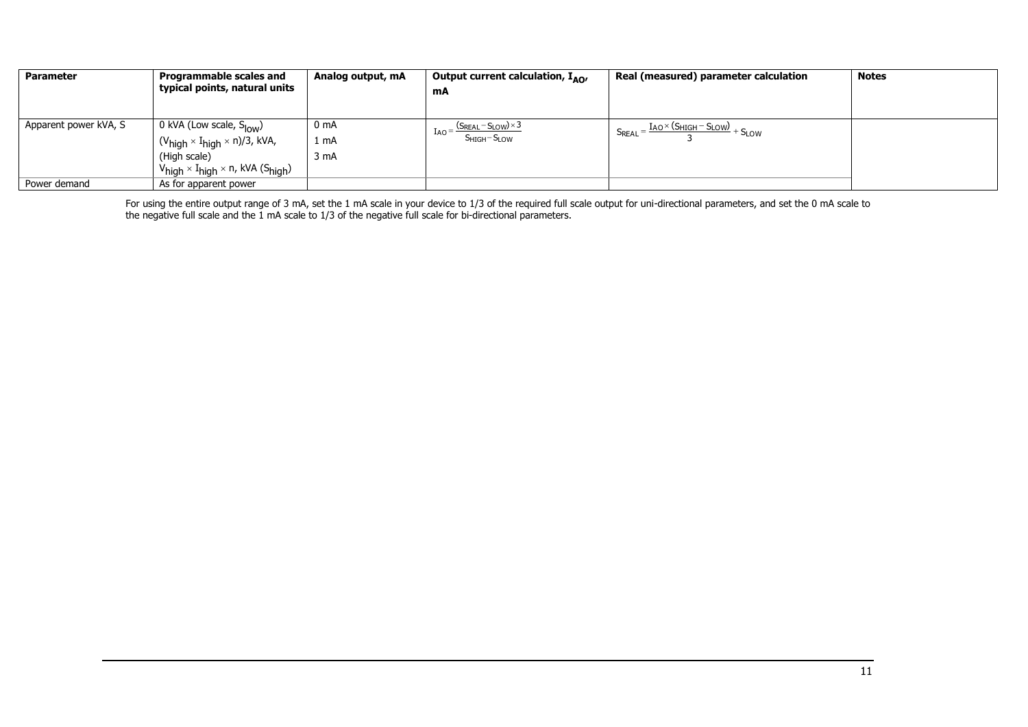| Parameter | Programmable scales and typical points, natural units | Analog output, mA | Output current calculation, $I_{AO}$, mA | Real (measured) parameter calculation | Notes |
|---|---|---|---|---|---|
| Apparent power kVA, S | 0 kVA (Low scale, $S_{low}$)<br>$(V_{high} \times I_{high} \times n)/3$, kVA,<br>(High scale)<br>$V_{high} \times I_{high} \times n$, kVA ($S_{high}$) | 0 mA<br>1 mA<br>3 mA | $I_{AO} = \frac{(S_{REAL} - S_{LOW}) \times 3}{S_{HIGH} - S_{LOW}}$ | $S_{REAL} = \frac{I_{AO} \times (S_{HIGH} - S_{LOW})}{3} + S_{LOW}$ | |
| Power demand | As for apparent power | | | | |

For using the entire output range of 3 mA, set the 1 mA scale in your device to 1/3 of the required full scale output for uni-directional parameters, and set the 0 mA scale to the negative full scale and the 1 mA scale to 1/3 of the negative full scale for bi-directional parameters.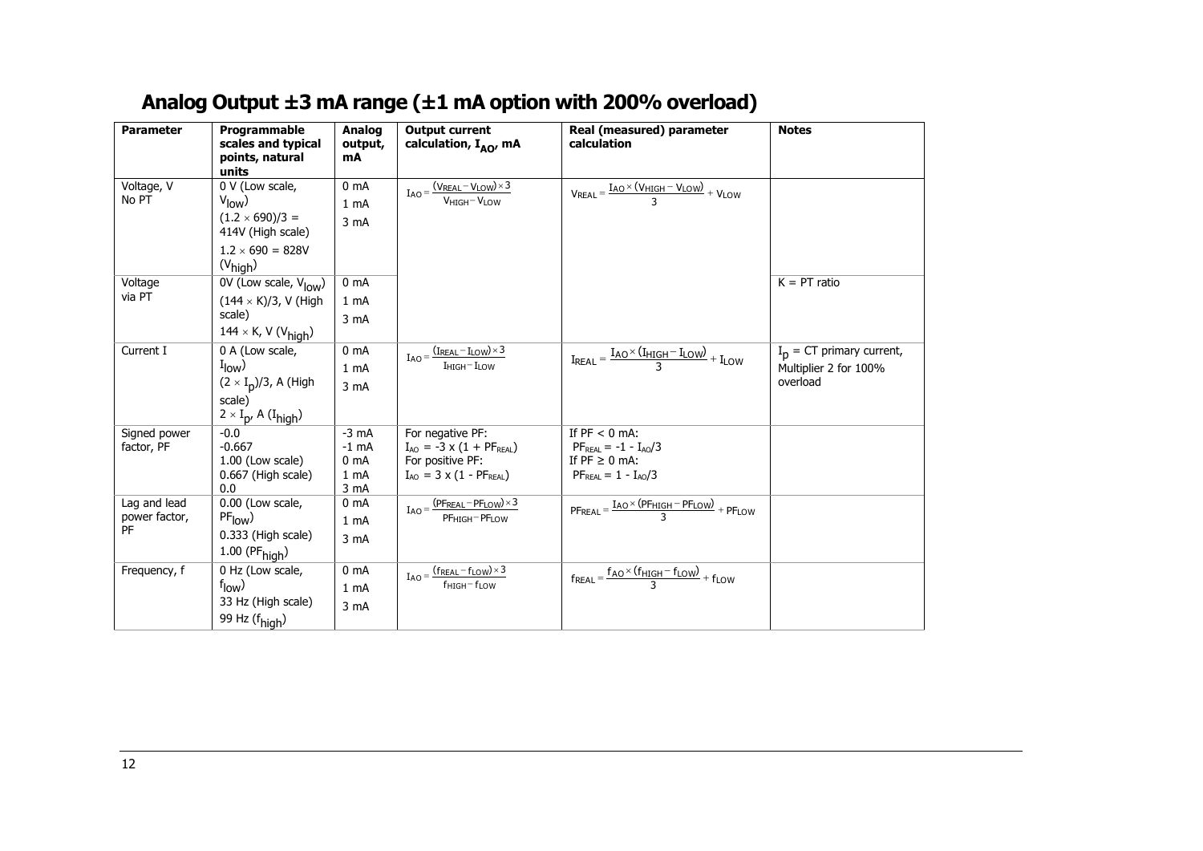## Analog Output ±3 mA range (±1 mA option with 200% overload)

| Parameter | Programmable scales and typical points, natural units | Analog output, mA | Output current calculation, $I_{AO}$, mA | Real (measured) parameter calculation | Notes |
|---|---|---|---|---|---|
| Voltage, V<br>No PT | 0 V (Low scale, $V_{low}$)<br>$(1.2 \times 690)/3$ = 414V (High scale)<br>$1.2 \times 690$ = 828V ($V_{high}$) | 0 mA<br>1 mA<br>3 mA | $I_{AO} = \frac{(V_{REAL} - V_{LOW}) \times 3}{V_{HIGH} - V_{LOW}}$ | $V_{REAL} = \frac{I_{AO} \times (V_{HIGH} - V_{LOW})}{3} + V_{LOW}$ | |
| Voltage via PT | 0V (Low scale, $V_{low}$)<br>$(144 \times K)/3$, V (High scale)<br>$144 \times K$, V ($V_{high}$) | 0 mA<br>1 mA<br>3 mA | | | K = PT ratio |
| Current I | 0 A (Low scale, $I_{low}$)<br>$(2 \times I_p)/3$, A (High scale)<br>$2 \times I_p$, A ($I_{high}$) | 0 mA<br>1 mA<br>3 mA | $I_{AO} = \frac{(I_{REAL} - I_{LOW}) \times 3}{I_{HIGH} - I_{LOW}}$ | $I_{REAL} = \frac{I_{AO} \times (I_{HIGH} - I_{LOW})}{3} + I_{LOW}$ | $I_p$ = CT primary current, Multiplier 2 for 100% overload |
| Signed power factor, PF | -0.0<br>-0.667<br>1.00 (Low scale)<br>0.667 (High scale)<br>0.0 | -3 mA<br>-1 mA<br>0 mA<br>1 mA<br>3 mA | For negative PF:<br>$I_{AO} = -3 \times (1 + PF_{REAL})$<br>For positive PF:<br>$I_{AO} = 3 \times (1 - PF_{REAL})$ | If PF < 0 mA:<br>$PF_{REAL} = -1 - I_{AO}/3$<br>If PF ≥ 0 mA:<br>$PF_{REAL} = 1 - I_{AO}/3$ | |
| Lag and lead power factor, PF | 0.00 (Low scale, $PF_{low}$)<br>0.333 (High scale)<br>1.00 ($PF_{high}$) | 0 mA<br>1 mA<br>3 mA | $I_{AO} = \frac{(PF_{REAL} - PF_{LOW}) \times 3}{PF_{HIGH} - PF_{LOW}}$ | $PF_{REAL} = \frac{I_{AO} \times (PF_{HIGH} - PF_{LOW})}{3} + PF_{LOW}$ | |
| Frequency, f | 0 Hz (Low scale, $f_{low}$)<br>33 Hz (High scale)<br>99 Hz ($f_{high}$) | 0 mA<br>1 mA<br>3 mA | $I_{AO} = \frac{(f_{REAL} - f_{LOW}) \times 3}{f_{HIGH} - f_{LOW}}$ | $f_{REAL} = \frac{f_{AO} \times (f_{HIGH} - f_{LOW})}{3} + f_{LOW}$ | |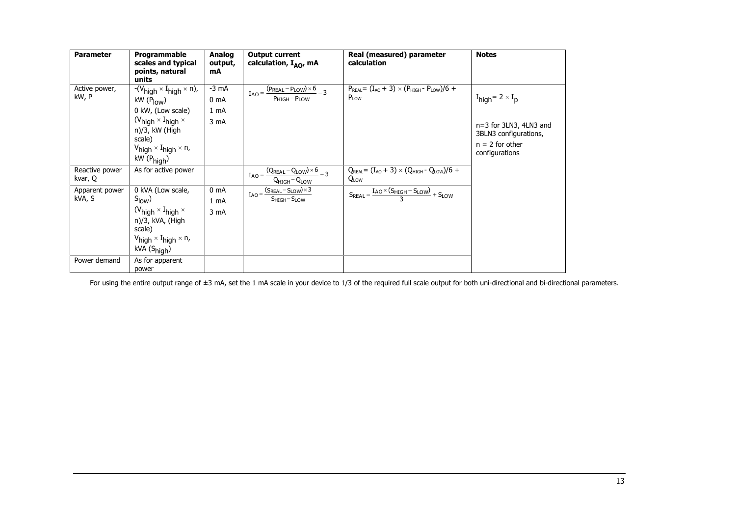| Parameter | Programmable scales and typical points, natural units | Analog output, mA | Output current calculation, $I_{AO}$, mA | Real (measured) parameter calculation | Notes |
|---|---|---|---|---|---|
| Active power, kW, P | $-(V_{high} \times I_{high} \times n)$, kW ($P_{low}$)<br>0 kW, (Low scale)<br>$(V_{high} \times I_{high} \times n)/3$, kW (High scale)<br>$V_{high} \times I_{high} \times n$, kW ($P_{high}$) | -3 mA<br>0 mA<br>1 mA<br>3 mA | $I_{AO} = \frac{(P_{REAL} - P_{LOW}) \times 6}{P_{HIGH} - P_{LOW}} - 3$ | $P_{REAL} = (I_{AO} + 3) \times (P_{HIGH} - P_{LOW})/6 + P_{LOW}$ | $I_{high} = 2 \times I_p$<br><br>n=3 for 3LN3, 4LN3 and 3BLN3 configurations,<br>n = 2 for other configurations |
| Reactive power kvar, Q | As for active power | | $I_{AO} = \frac{(Q_{REAL} - Q_{LOW}) \times 6}{Q_{HIGH} - Q_{LOW}} - 3$ | $Q_{REAL} = (I_{AO} + 3) \times (Q_{HIGH} - Q_{LOW})/6 + Q_{LOW}$ | |
| Apparent power kVA, S | 0 kVA (Low scale, $S_{low}$)<br>$(V_{high} \times I_{high} \times n)/3$, kVA, (High scale)<br>$V_{high} \times I_{high} \times n$, kVA ($S_{high}$) | 0 mA<br>1 mA<br>3 mA | $I_{AO} = \frac{(S_{REAL} - S_{LOW}) \times 3}{S_{HIGH} - S_{LOW}}$ | $S_{REAL} = \frac{I_{AO} \times (S_{HIGH} - S_{LOW})}{3} + S_{LOW}$ | |
| Power demand | As for apparent power | | | | |

For using the entire output range of ±3 mA, set the 1 mA scale in your device to 1/3 of the required full scale output for both uni-directional and bi-directional parameters.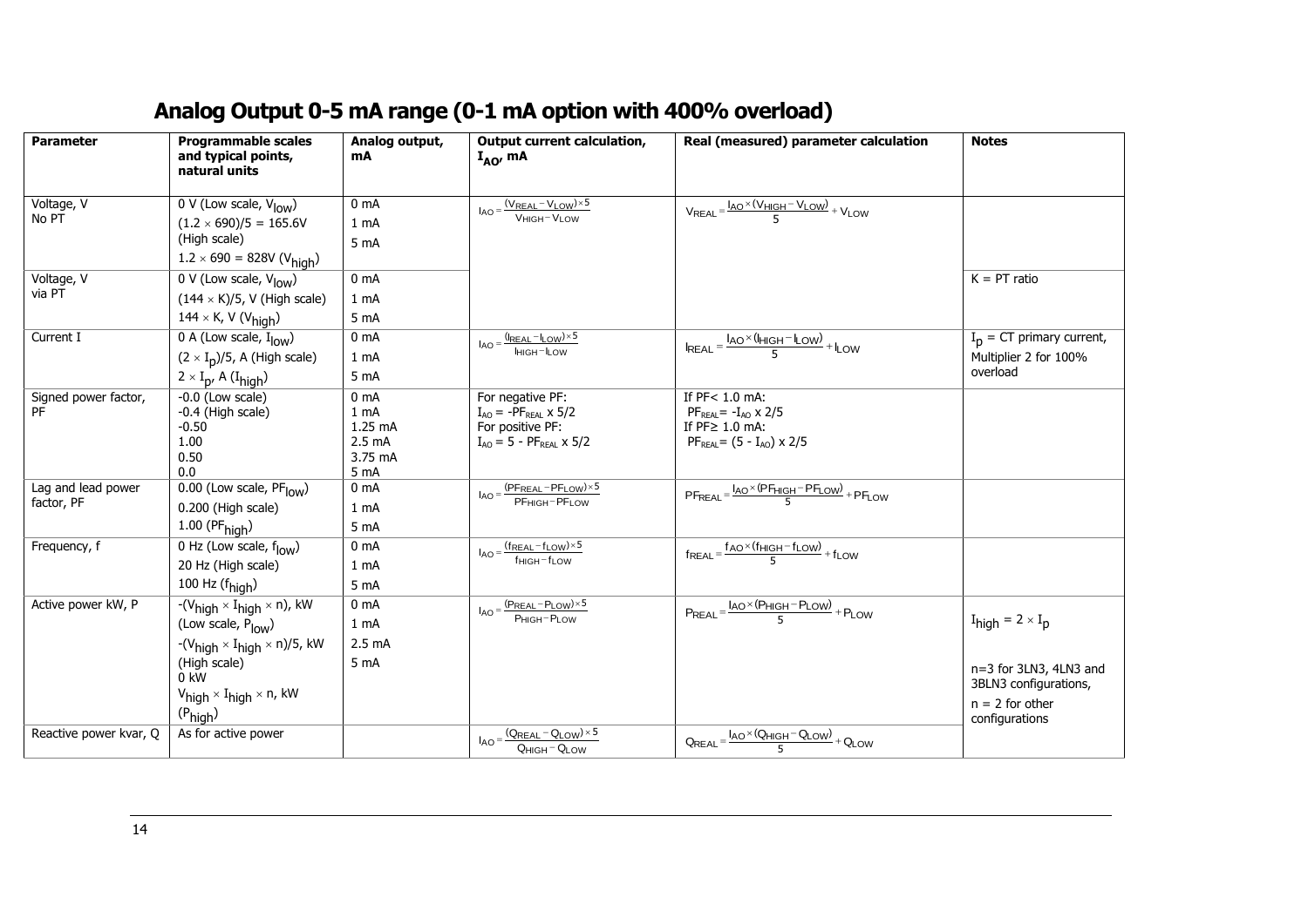# Analog Output 0-5 mA range (0-1 mA option with 400% overload)

| Parameter | Programmable scales and typical points, natural units | Analog output, mA | Output current calculation, $I_{AO}$, mA | Real (measured) parameter calculation | Notes |
|---|---|---|---|---|---|
| Voltage, V<br>No PT | 0 V (Low scale, $V_{low}$)<br>$(1.2 \times 690)/5 = 165.6$V (High scale)<br>$1.2 \times 690 = 828$V ($V_{high}$) | 0 mA<br>1 mA<br>5 mA | $I_{AO} = \frac{(V_{REAL} - V_{LOW}) \times 5}{V_{HIGH} - V_{LOW}}$ | $V_{REAL} = \frac{I_{AO} \times (V_{HIGH} - V_{LOW})}{5} + V_{LOW}$ | |
| Voltage, V<br>via PT | 0 V (Low scale, $V_{low}$)<br>$(144 \times K)/5$, V (High scale)<br>$144 \times K$, V ($V_{high}$) | 0 mA<br>1 mA<br>5 mA | | | K = PT ratio |
| Current I | 0 A (Low scale, $I_{low}$)<br>$(2 \times I_p)/5$, A (High scale)<br>$2 \times I_p$, A ($I_{high}$) | 0 mA<br>1 mA<br>5 mA | $I_{AO} = \frac{(I_{REAL} - I_{LOW}) \times 5}{I_{HIGH} - I_{LOW}}$ | $I_{REAL} = \frac{I_{AO} \times (I_{HIGH} - I_{LOW})}{5} + I_{LOW}$ | $I_p$ = CT primary current,<br>Multiplier 2 for 100% overload |
| Signed power factor, PF | -0.0 (Low scale)<br>-0.4 (High scale)<br>-0.50<br>1.00<br>0.50<br>0.0 | 0 mA<br>1 mA<br>1.25 mA<br>2.5 mA<br>3.75 mA<br>5 mA | For negative PF:<br>$I_{AO} = -PF_{REAL} \times 5/2$<br>For positive PF:<br>$I_{AO} = 5 - PF_{REAL} \times 5/2$ | If PF< 1.0 mA:<br>$PF_{REAL} = -I_{AO} \times 2/5$<br>If PF≥ 1.0 mA:<br>$PF_{REAL} = (5 - I_{AO}) \times 2/5$ | |
| Lag and lead power factor, PF | 0.00 (Low scale, $PF_{low}$)<br>0.200 (High scale)<br>1.00 ($PF_{high}$) | 0 mA<br>1 mA<br>5 mA | $I_{AO} = \frac{(PF_{REAL} - PF_{LOW}) \times 5}{PF_{HIGH} - PF_{LOW}}$ | $PF_{REAL} = \frac{I_{AO} \times (PF_{HIGH} - PF_{LOW})}{5} + PF_{LOW}$ | |
| Frequency, f | 0 Hz (Low scale, $f_{low}$)<br>20 Hz (High scale)<br>100 Hz ($f_{high}$) | 0 mA<br>1 mA<br>5 mA | $I_{AO} = \frac{(f_{REAL} - f_{LOW}) \times 5}{f_{HIGH} - f_{LOW}}$ | $f_{REAL} = \frac{f_{AO} \times (f_{HIGH} - f_{LOW})}{5} + f_{LOW}$ | |
| Active power kW, P | $-(V_{high} \times I_{high} \times n)$, kW (Low scale, $P_{low}$)<br>$-(V_{high} \times I_{high} \times n)/5$, kW (High scale)<br>0 kW<br>$V_{high} \times I_{high} \times n$, kW ($P_{high}$) | 0 mA<br>1 mA<br>2.5 mA<br>5 mA | $I_{AO} = \frac{(P_{REAL} - P_{LOW}) \times 5}{P_{HIGH} - P_{LOW}}$ | $P_{REAL} = \frac{I_{AO} \times (P_{HIGH} - P_{LOW})}{5} + P_{LOW}$ | $I_{high} = 2 \times I_p$<br>n=3 for 3LN3, 4LN3 and 3BLN3 configurations,<br>n = 2 for other configurations |
| Reactive power kvar, Q | As for active power | | $I_{AO} = \frac{(Q_{REAL} - Q_{LOW}) \times 5}{Q_{HIGH} - Q_{LOW}}$ | $Q_{REAL} = \frac{I_{AO} \times (Q_{HIGH} - Q_{LOW})}{5} + Q_{LOW}$ | |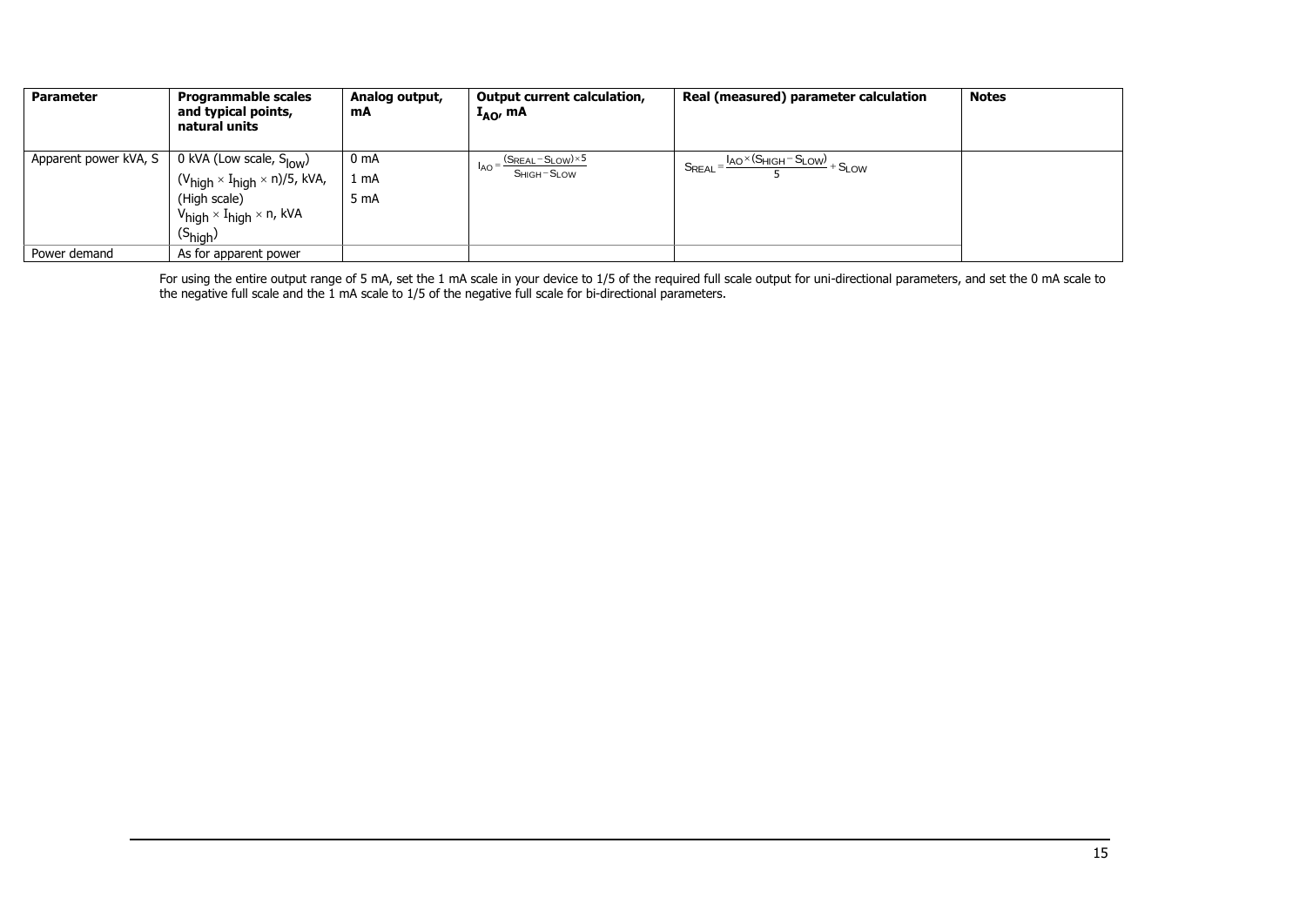| Parameter | Programmable scales and typical points, natural units | Analog output, mA | Output current calculation, $I_{AO}$, mA | Real (measured) parameter calculation | Notes |
|---|---|---|---|---|---|
| Apparent power kVA, S | 0 kVA (Low scale, $S_{low}$)<br>$(V_{high} \times I_{high} \times n)/5$, kVA, (High scale)<br>$V_{high} \times I_{high} \times n$, kVA ($S_{high}$) | 0 mA<br>1 mA<br>5 mA | $I_{AO} = \frac{(S_{REAL} - S_{LOW}) \times 5}{S_{HIGH} - S_{LOW}}$ | $S_{REAL} = \frac{I_{AO} \times (S_{HIGH} - S_{LOW})}{5} + S_{LOW}$ | |
| Power demand | As for apparent power | | | | |

For using the entire output range of 5 mA, set the 1 mA scale in your device to 1/5 of the required full scale output for uni-directional parameters, and set the 0 mA scale to the negative full scale and the 1 mA scale to 1/5 of the negative full scale for bi-directional parameters.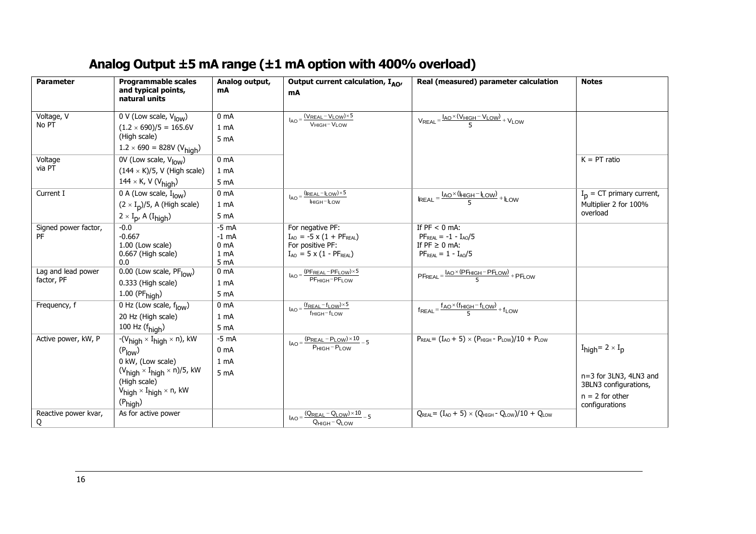# Analog Output ±5 mA range (±1 mA option with 400% overload)

| Parameter | Programmable scales and typical points, natural units | Analog output, mA | Output current calculation, $I_{AO}$, mA | Real (measured) parameter calculation | Notes |
|---|---|---|---|---|---|
| Voltage, V<br>No PT | 0 V (Low scale, $V_{low}$)<br>$(1.2 \times 690)/5 = 165.6$V (High scale)<br>$1.2 \times 690 = 828$V ($V_{high}$) | 0 mA<br>1 mA<br>5 mA | $I_{AO} = \frac{(V_{REAL} - V_{LOW}) \times 5}{V_{HIGH} - V_{LOW}}$ | $V_{REAL} = \frac{I_{AO} \times (V_{HIGH} - V_{LOW})}{5} + V_{LOW}$ | |
| Voltage<br>via PT | 0V (Low scale, $V_{low}$)<br>$(144 \times K)/5$, V (High scale)<br>$144 \times K$, V ($V_{high}$) | 0 mA<br>1 mA<br>5 mA | | | K = PT ratio |
| Current I | 0 A (Low scale, $I_{low}$)<br>$(2 \times I_p)/5$, A (High scale)<br>$2 \times I_p$, A ($I_{high}$) | 0 mA<br>1 mA<br>5 mA | $I_{AO} = \frac{(I_{REAL} - I_{LOW}) \times 5}{I_{HIGH} - I_{LOW}}$ | $I_{REAL} = \frac{I_{AO} \times (I_{HIGH} - I_{LOW})}{5} + I_{LOW}$ | $I_p$ = CT primary current, Multiplier 2 for 100% overload |
| Signed power factor, PF | -0.0<br>-0.667<br>1.00 (Low scale)<br>0.667 (High scale)<br>0.0 | -5 mA<br>-1 mA<br>0 mA<br>1 mA<br>5 mA | For negative PF:<br>$I_{AO} = -5 \times (1 + PF_{REAL})$<br>For positive PF:<br>$I_{AO} = 5 \times (1 - PF_{REAL})$ | If PF < 0 mA:<br>$PF_{REAL} = -1 - I_{AO}/5$<br>If PF ≥ 0 mA:<br>$PF_{REAL} = 1 - I_{AO}/5$ | |
| Lag and lead power factor, PF | 0.00 (Low scale, $PF_{low}$)<br>0.333 (High scale)<br>1.00 ($PF_{high}$) | 0 mA<br>1 mA<br>5 mA | $I_{AO} = \frac{(PF_{REAL} - PF_{LOW}) \times 5}{PF_{HIGH} - PF_{LOW}}$ | $PF_{REAL} = \frac{I_{AO} \times (PF_{HIGH} - PF_{LOW})}{5} + PF_{LOW}$ | |
| Frequency, f | 0 Hz (Low scale, $f_{low}$)<br>20 Hz (High scale)<br>100 Hz ($f_{high}$) | 0 mA<br>1 mA<br>5 mA | $I_{AO} = \frac{(f_{REAL} - f_{LOW}) \times 5}{f_{HIGH} - f_{LOW}}$ | $f_{REAL} = \frac{f_{AO} \times (f_{HIGH} - f_{LOW})}{5} + f_{LOW}$ | |
| Active power, kW, P | $-(V_{high} \times I_{high} \times n)$, kW ($P_{low}$)<br>0 kW, (Low scale)<br>$(V_{high} \times I_{high} \times n)/5$, kW (High scale)<br>$V_{high} \times I_{high} \times n$, kW ($P_{high}$) | -5 mA<br>0 mA<br>1 mA<br>5 mA | $I_{AO} = \frac{(P_{REAL} - P_{LOW}) \times 10}{P_{HIGH} - P_{LOW}} - 5$ | $P_{REAL} = (I_{AO} + 5) \times (P_{HIGH} - P_{LOW})/10 + P_{LOW}$ | $I_{high} = 2 \times I_p$<br>n=3 for 3LN3, 4LN3 and 3BLN3 configurations,<br>n = 2 for other configurations |
| Reactive power kvar, Q | As for active power | | $I_{AO} = \frac{(Q_{REAL} - Q_{LOW}) \times 10}{Q_{HIGH} - Q_{LOW}} - 5$ | $Q_{REAL} = (I_{AO} + 5) \times (Q_{HIGH} - Q_{LOW})/10 + Q_{LOW}$ | |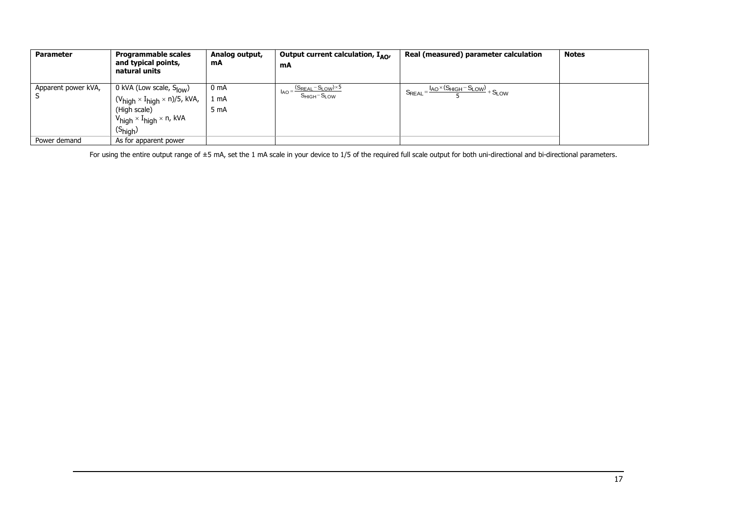| Parameter | Programmable scales and typical points, natural units | Analog output, mA | Output current calculation, $I_{AO}$, mA | Real (measured) parameter calculation | Notes |
|---|---|---|---|---|---|
| Apparent power kVA, S | 0 kVA (Low scale, $S_{low}$)<br>$(V_{high} \times I_{high} \times n)/5$, kVA, (High scale)<br>$V_{high} \times I_{high} \times n$, kVA ($S_{high}$) | 0 mA<br>1 mA<br>5 mA | $I_{AO} = \frac{(S_{REAL} - S_{LOW}) \times 5}{S_{HIGH} - S_{LOW}}$ | $S_{REAL} = \frac{I_{AO} \times (S_{HIGH} - S_{LOW})}{5} + S_{LOW}$ | |
| Power demand | As for apparent power | | | | |

For using the entire output range of ±5 mA, set the 1 mA scale in your device to 1/5 of the required full scale output for both uni-directional and bi-directional parameters.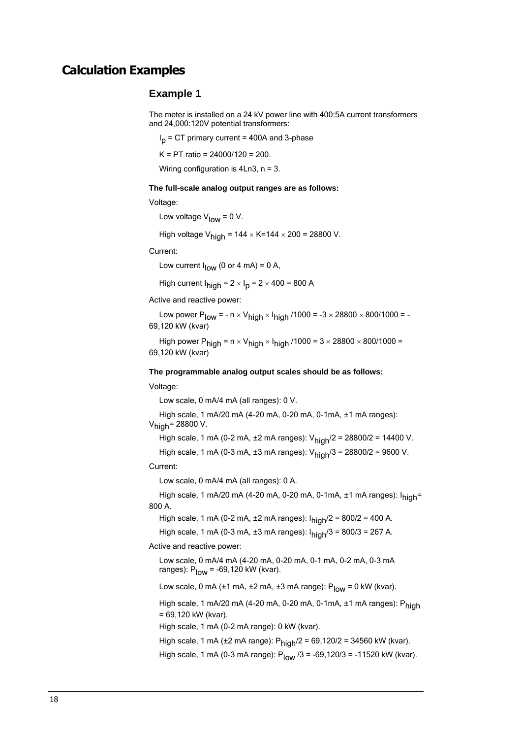# Calculation Examples

## Example 1

The meter is installed on a 24 kV power line with 400:5A current transformers and 24,000:120V potential transformers:

$I_p$ = CT primary current = 400A and 3-phase

K = PT ratio = 24000/120 = 200.

Wiring configuration is 4Ln3, n = 3.

**The full-scale analog output ranges are as follows:**

Voltage:

Low voltage $V_{low}$ = 0 V.

High voltage $V_{high} = 144 \times K = 144 \times 200 = 28800$ V.

Current:

Low current $I_{low}$ (0 or 4 mA) = 0 A,

High current $I_{high} = 2 \times I_p = 2 \times 400 = 800$ A

Active and reactive power:

Low power $P_{low} = -n \times V_{high} \times I_{high} / 1000 = -3 \times 28800 \times 800/1000 = -69{,}120$ kW (kvar)

High power $P_{high} = n \times V_{high} \times I_{high} / 1000 = 3 \times 28800 \times 800/1000 = 69{,}120$ kW (kvar)

**The programmable analog output scales should be as follows:**

Voltage:

Low scale, 0 mA/4 mA (all ranges): 0 V.

High scale, 1 mA/20 mA (4-20 mA, 0-20 mA, 0-1mA, ±1 mA ranges): $V_{high}$= 28800 V.

High scale, 1 mA (0-2 mA, ±2 mA ranges): $V_{high}/2 = 28800/2 = 14400$ V.

High scale, 1 mA (0-3 mA, ±3 mA ranges): $V_{high}/3 = 28800/2 = 9600$ V.

Current:

Low scale, 0 mA/4 mA (all ranges): 0 A.

High scale, 1 mA/20 mA (4-20 mA, 0-20 mA, 0-1mA, ±1 mA ranges): $I_{high}$= 800 A.

High scale, 1 mA (0-2 mA, ±2 mA ranges): $I_{high}/2 = 800/2 = 400$ A.

High scale, 1 mA (0-3 mA, ±3 mA ranges): $I_{high}/3 = 800/3 = 267$ A.

Active and reactive power:

Low scale, 0 mA/4 mA (4-20 mA, 0-20 mA, 0-1 mA, 0-2 mA, 0-3 mA ranges): $P_{low}$ = -69,120 kW (kvar).

Low scale, 0 mA (±1 mA, ±2 mA, ±3 mA range): $P_{low}$ = 0 kW (kvar).

High scale, 1 mA/20 mA (4-20 mA, 0-20 mA, 0-1mA, ±1 mA ranges): $P_{high}$ = 69,120 kW (kvar).

High scale, 1 mA (0-2 mA range): 0 kW (kvar).

High scale, 1 mA (±2 mA range): $P_{high}/2$ = 69,120/2 = 34560 kW (kvar).

High scale, 1 mA (0-3 mA range): $P_{low}/3$ = -69,120/3 = -11520 kW (kvar).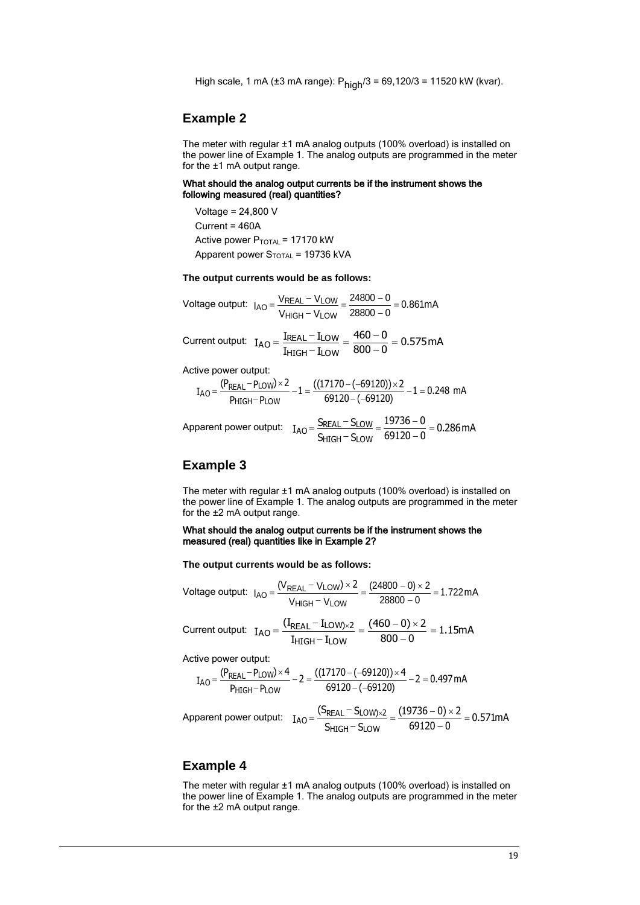High scale, 1 mA (±3 mA range): $P_{high}/3$ = 69,120/3 = 11520 kW (kvar).

## Example 2

The meter with regular ±1 mA analog outputs (100% overload) is installed on the power line of Example 1. The analog outputs are programmed in the meter for the ±1 mA output range.

**What should the analog output currents be if the instrument shows the following measured (real) quantities?**

Voltage = 24,800 V

Current = 460A

Active power $P_{TOTAL}$ = 17170 kW

Apparent power $S_{TOTAL}$ = 19736 kVA

**The output currents would be as follows:**

Voltage output: $$I_{AO} = \frac{V_{REAL} - V_{LOW}}{V_{HIGH} - V_{LOW}} = \frac{24800 - 0}{28800 - 0} = 0.861\text{mA}$$

Current output: $$I_{AO} = \frac{I_{REAL} - I_{LOW}}{I_{HIGH} - I_{LOW}} = \frac{460 - 0}{800 - 0} = 0.575\text{mA}$$

Active power output:

$$I_{AO} = \frac{(P_{REAL} - P_{LOW}) \times 2}{P_{HIGH} - P_{LOW}} - 1 = \frac{((17170 - (-69120)) \times 2}{69120 - (-69120)} - 1 = 0.248 \text{ mA}$$

Apparent power output: $$I_{AO} = \frac{S_{REAL} - S_{LOW}}{S_{HIGH} - S_{LOW}} = \frac{19736 - 0}{69120 - 0} = 0.286\text{mA}$$

## Example 3

The meter with regular ±1 mA analog outputs (100% overload) is installed on the power line of Example 1. The analog outputs are programmed in the meter for the ±2 mA output range.

**What should the analog output currents be if the instrument shows the measured (real) quantities like in Example 2?**

**The output currents would be as follows:**

Voltage output: $$I_{AO} = \frac{(V_{REAL} - V_{LOW}) \times 2}{V_{HIGH} - V_{LOW}} = \frac{(24800 - 0) \times 2}{28800 - 0} = 1.722\text{mA}$$

Current output: $$I_{AO} = \frac{(I_{REAL} - I_{LOW}) \times 2}{I_{HIGH} - I_{LOW}} = \frac{(460 - 0) \times 2}{800 - 0} = 1.15\text{mA}$$

Active power output:

$$I_{AO} = \frac{(P_{REAL} - P_{LOW}) \times 4}{P_{HIGH} - P_{LOW}} - 2 = \frac{((17170 - (-69120)) \times 4}{69120 - (-69120)} - 2 = 0.497\text{mA}$$

Apparent power output: $$I_{AO} = \frac{(S_{REAL} - S_{LOW}) \times 2}{S_{HIGH} - S_{LOW}} = \frac{(19736 - 0) \times 2}{69120 - 0} = 0.571\text{mA}$$

## Example 4

The meter with regular ±1 mA analog outputs (100% overload) is installed on the power line of Example 1. The analog outputs are programmed in the meter for the ±2 mA output range.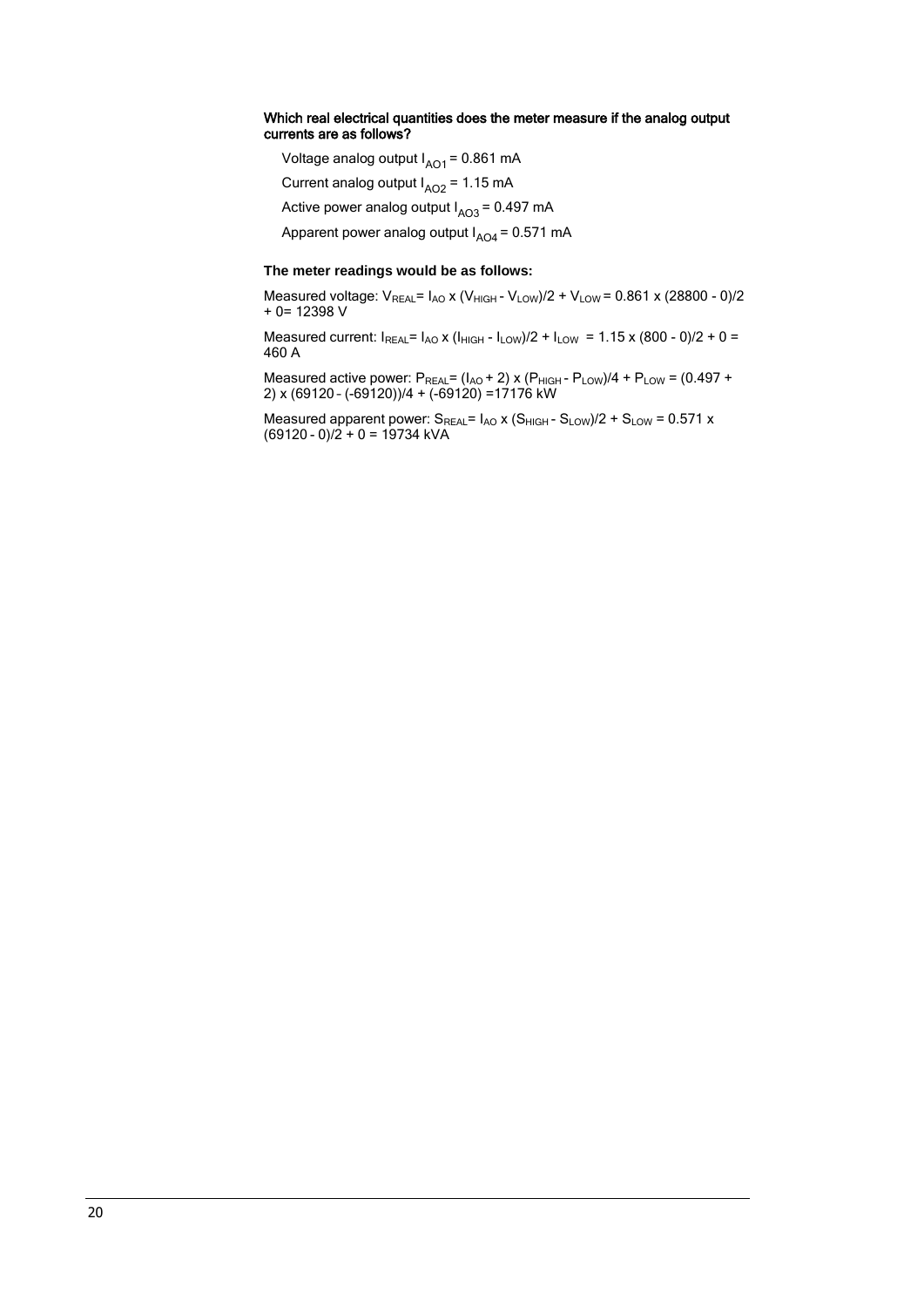**Which real electrical quantities does the meter measure if the analog output currents are as follows?**

Voltage analog output $I_{AO1}$ = 0.861 mA

Current analog output $I_{AO2}$ = 1.15 mA

Active power analog output $I_{AO3}$ = 0.497 mA

Apparent power analog output $I_{AO4}$ = 0.571 mA

**The meter readings would be as follows:**

Measured voltage: $V_{REAL} = I_{AO} \times (V_{HIGH} - V_{LOW})/2 + V_{LOW} = 0.861 \times (28800 - 0)/2 + 0 = 12398$ V

Measured current: $I_{REAL} = I_{AO} \times (I_{HIGH} - I_{LOW})/2 + I_{LOW} = 1.15 \times (800 - 0)/2 + 0 = 460$ A

Measured active power: $P_{REAL} = (I_{AO} + 2) \times (P_{HIGH} - P_{LOW})/4 + P_{LOW} = (0.497 + 2) \times (69120 - (-69120))/4 + (-69120) = 17176$ kW

Measured apparent power: $S_{REAL} = I_{AO} \times (S_{HIGH} - S_{LOW})/2 + S_{LOW} = 0.571 \times (69120 - 0)/2 + 0 = 19734$ kVA